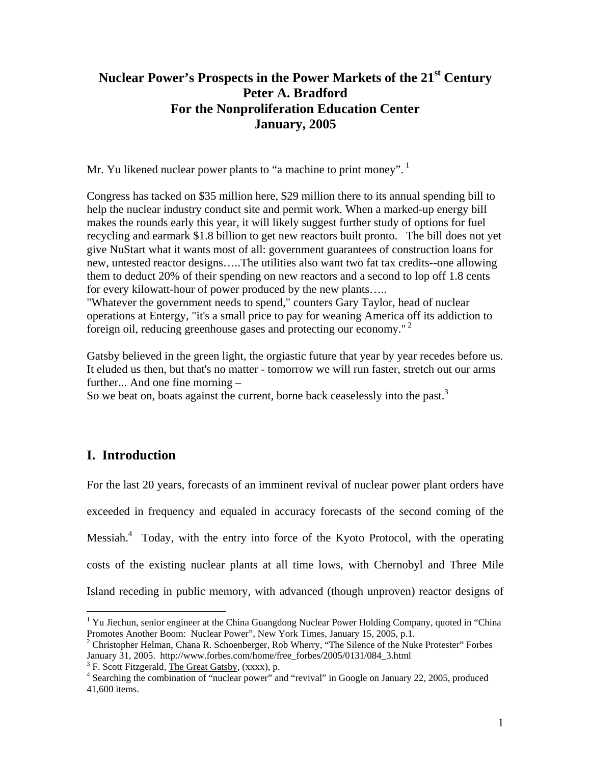# Nuclear Power's Prospects in the Power Markets of the 21st Century
## Peter A. Bradford
## For the Nonproliferation Education Center
## January, 2005

Mr. Yu likened nuclear power plants to "a machine to print money".[1]

Congress has tacked on $35 million here, $29 million there to its annual spending bill to help the nuclear industry conduct site and permit work. When a marked-up energy bill makes the rounds early this year, it will likely suggest further study of options for fuel recycling and earmark $1.8 billion to get new reactors built pronto. The bill does not yet give NuStart what it wants most of all: government guarantees of construction loans for new, untested reactor designs…..The utilities also want two fat tax credits--one allowing them to deduct 20% of their spending on new reactors and a second to lop off 1.8 cents for every kilowatt-hour of power produced by the new plants…..
"Whatever the government needs to spend," counters Gary Taylor, head of nuclear operations at Entergy, "it's a small price to pay for weaning America off its addiction to foreign oil, reducing greenhouse gases and protecting our economy."[2]

Gatsby believed in the green light, the orgiastic future that year by year recedes before us. It eluded us then, but that's no matter - tomorrow we will run faster, stretch out our arms further... And one fine morning –
So we beat on, boats against the current, borne back ceaselessly into the past.[3]

## I. Introduction

For the last 20 years, forecasts of an imminent revival of nuclear power plant orders have exceeded in frequency and equaled in accuracy forecasts of the second coming of the Messiah.[4] Today, with the entry into force of the Kyoto Protocol, with the operating costs of the existing nuclear plants at all time lows, with Chernobyl and Three Mile Island receding in public memory, with advanced (though unproven) reactor designs of

---

[1] Yu Jiechun, senior engineer at the China Guangdong Nuclear Power Holding Company, quoted in "China Promotes Another Boom: Nuclear Power", New York Times, January 15, 2005, p.1.

[2] Christopher Helman, Chana R. Schoenberger, Rob Wherry, "The Silence of the Nuke Protester" Forbes January 31, 2005. http://www.forbes.com/home/free_forbes/2005/0131/084_3.html

[3] F. Scott Fitzgerald, The Great Gatsby, (xxxx), p.

[4] Searching the combination of "nuclear power" and "revival" in Google on January 22, 2005, produced 41,600 items.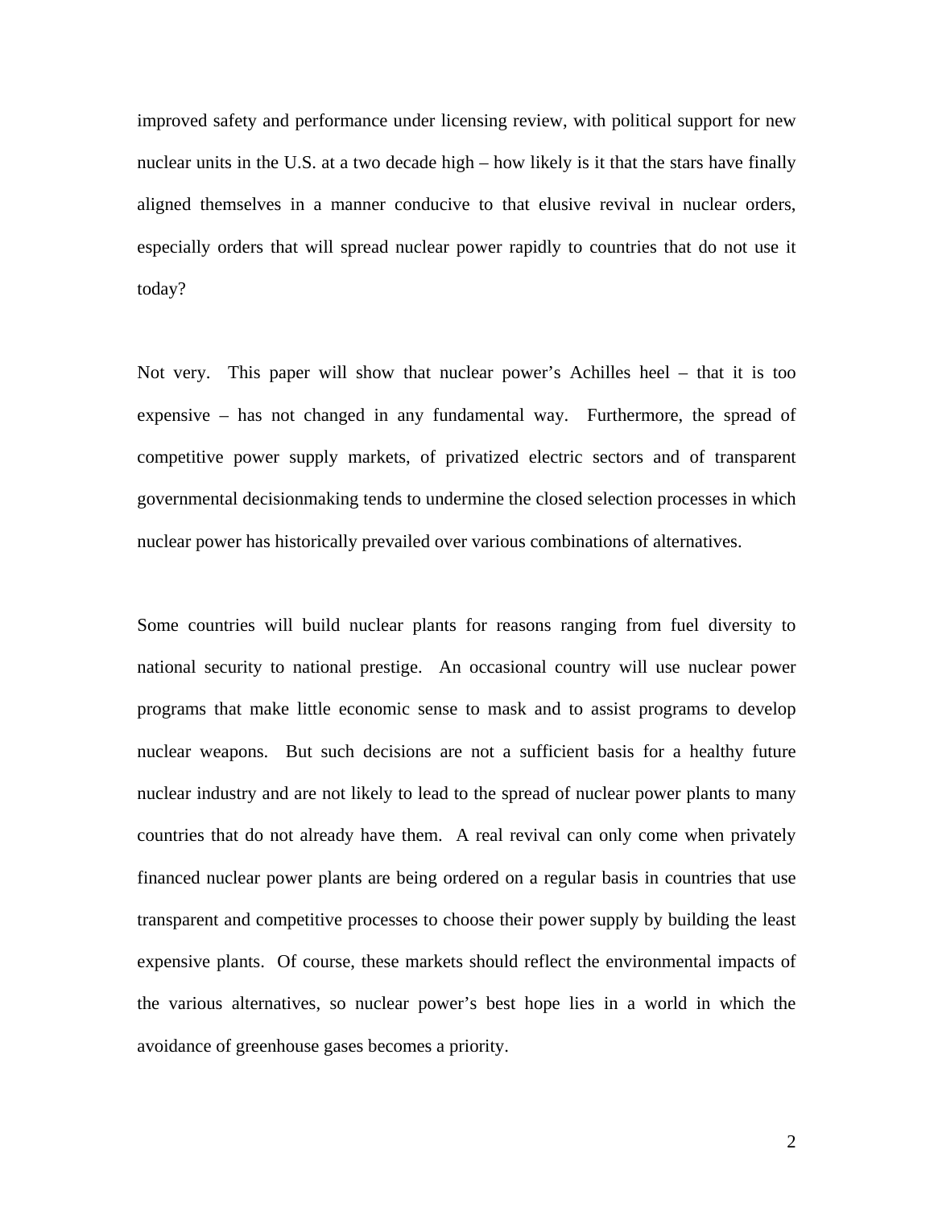improved safety and performance under licensing review, with political support for new nuclear units in the U.S. at a two decade high – how likely is it that the stars have finally aligned themselves in a manner conducive to that elusive revival in nuclear orders, especially orders that will spread nuclear power rapidly to countries that do not use it today?

Not very. This paper will show that nuclear power's Achilles heel – that it is too expensive – has not changed in any fundamental way. Furthermore, the spread of competitive power supply markets, of privatized electric sectors and of transparent governmental decisionmaking tends to undermine the closed selection processes in which nuclear power has historically prevailed over various combinations of alternatives.

Some countries will build nuclear plants for reasons ranging from fuel diversity to national security to national prestige. An occasional country will use nuclear power programs that make little economic sense to mask and to assist programs to develop nuclear weapons. But such decisions are not a sufficient basis for a healthy future nuclear industry and are not likely to lead to the spread of nuclear power plants to many countries that do not already have them. A real revival can only come when privately financed nuclear power plants are being ordered on a regular basis in countries that use transparent and competitive processes to choose their power supply by building the least expensive plants. Of course, these markets should reflect the environmental impacts of the various alternatives, so nuclear power's best hope lies in a world in which the avoidance of greenhouse gases becomes a priority.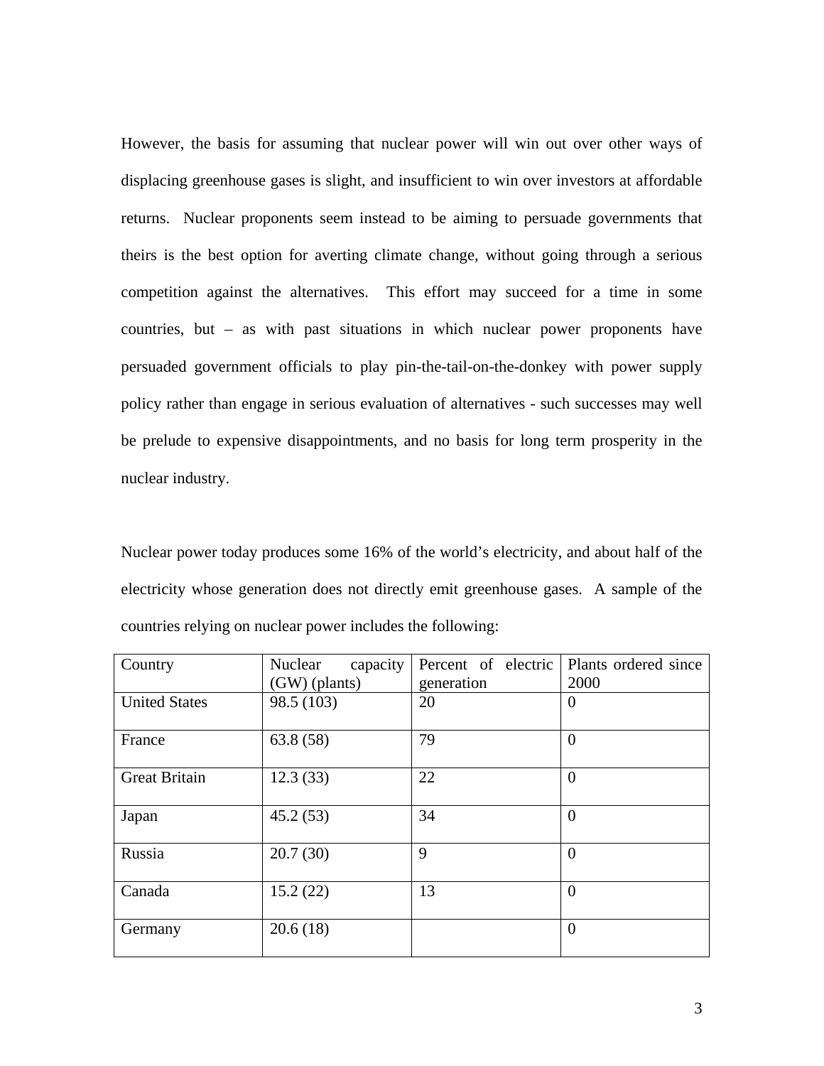However, the basis for assuming that nuclear power will win out over other ways of displacing greenhouse gases is slight, and insufficient to win over investors at affordable returns. Nuclear proponents seem instead to be aiming to persuade governments that theirs is the best option for averting climate change, without going through a serious competition against the alternatives. This effort may succeed for a time in some countries, but – as with past situations in which nuclear power proponents have persuaded government officials to play pin-the-tail-on-the-donkey with power supply policy rather than engage in serious evaluation of alternatives - such successes may well be prelude to expensive disappointments, and no basis for long term prosperity in the nuclear industry.

Nuclear power today produces some 16% of the world's electricity, and about half of the electricity whose generation does not directly emit greenhouse gases. A sample of the countries relying on nuclear power includes the following:

| Country | Nuclear capacity (GW) (plants) | Percent of electric generation | Plants ordered since 2000 |
|---|---|---|---|
| United States | 98.5 (103) | 20 | 0 |
| France | 63.8 (58) | 79 | 0 |
| Great Britain | 12.3 (33) | 22 | 0 |
| Japan | 45.2 (53) | 34 | 0 |
| Russia | 20.7 (30) | 9 | 0 |
| Canada | 15.2 (22) | 13 | 0 |
| Germany | 20.6 (18) | | 0 |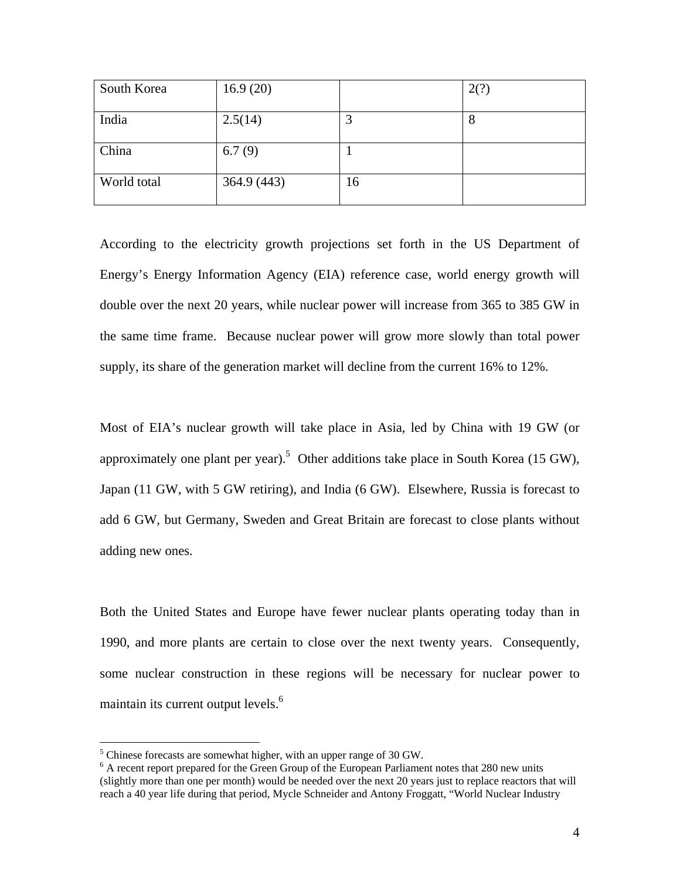| | | | |
|---|---|---|---|
| South Korea | 16.9 (20) | | 2(?) |
| India | 2.5(14) | 3 | 8 |
| China | 6.7 (9) | 1 | |
| World total | 364.9 (443) | 16 | |

According to the electricity growth projections set forth in the US Department of Energy's Energy Information Agency (EIA) reference case, world energy growth will double over the next 20 years, while nuclear power will increase from 365 to 385 GW in the same time frame. Because nuclear power will grow more slowly than total power supply, its share of the generation market will decline from the current 16% to 12%.

Most of EIA's nuclear growth will take place in Asia, led by China with 19 GW (or approximately one plant per year).[5] Other additions take place in South Korea (15 GW), Japan (11 GW, with 5 GW retiring), and India (6 GW). Elsewhere, Russia is forecast to add 6 GW, but Germany, Sweden and Great Britain are forecast to close plants without adding new ones.

Both the United States and Europe have fewer nuclear plants operating today than in 1990, and more plants are certain to close over the next twenty years. Consequently, some nuclear construction in these regions will be necessary for nuclear power to maintain its current output levels.[6]

---

[5] Chinese forecasts are somewhat higher, with an upper range of 30 GW.

[6] A recent report prepared for the Green Group of the European Parliament notes that 280 new units (slightly more than one per month) would be needed over the next 20 years just to replace reactors that will reach a 40 year life during that period, Mycle Schneider and Antony Froggatt, "World Nuclear Industry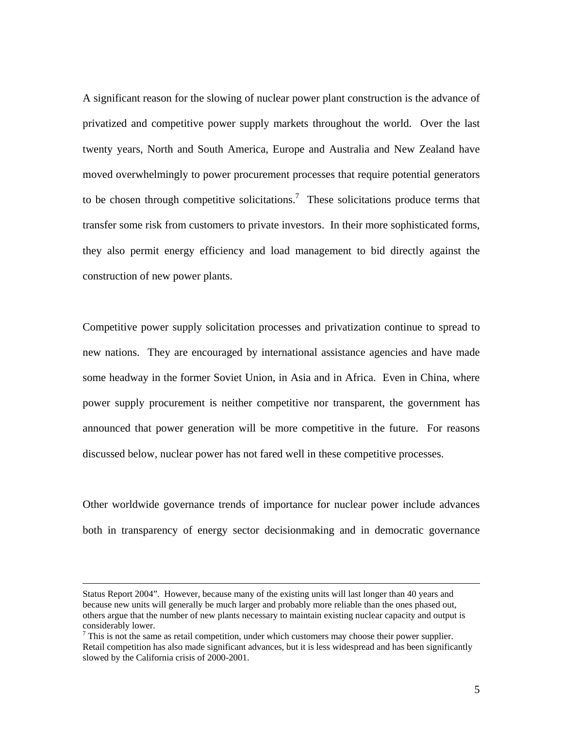A significant reason for the slowing of nuclear power plant construction is the advance of privatized and competitive power supply markets throughout the world. Over the last twenty years, North and South America, Europe and Australia and New Zealand have moved overwhelmingly to power procurement processes that require potential generators to be chosen through competitive solicitations.[7] These solicitations produce terms that transfer some risk from customers to private investors. In their more sophisticated forms, they also permit energy efficiency and load management to bid directly against the construction of new power plants.

Competitive power supply solicitation processes and privatization continue to spread to new nations. They are encouraged by international assistance agencies and have made some headway in the former Soviet Union, in Asia and in Africa. Even in China, where power supply procurement is neither competitive nor transparent, the government has announced that power generation will be more competitive in the future. For reasons discussed below, nuclear power has not fared well in these competitive processes.

Other worldwide governance trends of importance for nuclear power include advances both in transparency of energy sector decisionmaking and in democratic governance

---

Status Report 2004". However, because many of the existing units will last longer than 40 years and because new units will generally be much larger and probably more reliable than the ones phased out, others argue that the number of new plants necessary to maintain existing nuclear capacity and output is considerably lower.

[7] This is not the same as retail competition, under which customers may choose their power supplier. Retail competition has also made significant advances, but it is less widespread and has been significantly slowed by the California crisis of 2000-2001.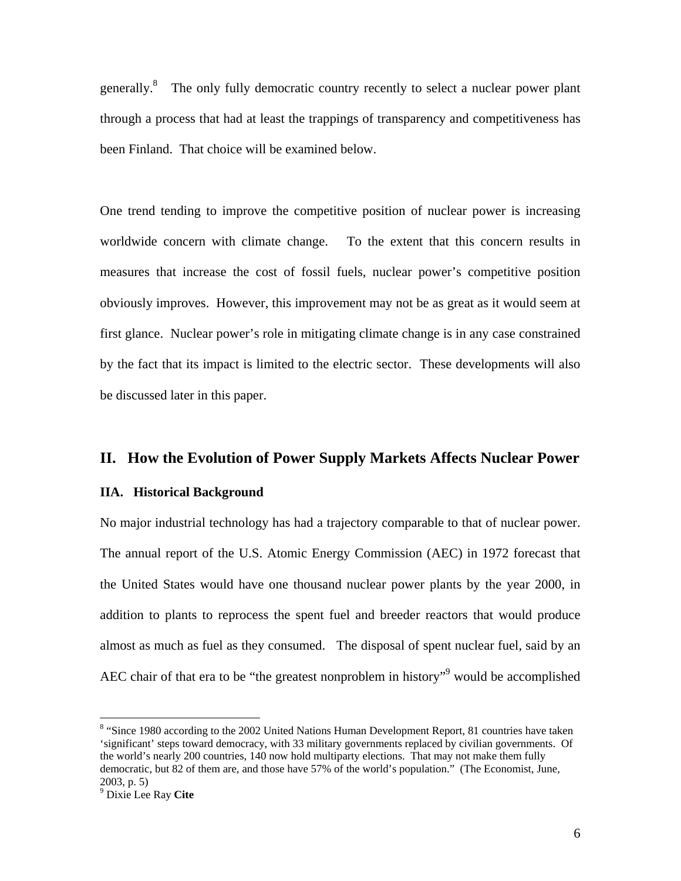generally.[8] The only fully democratic country recently to select a nuclear power plant through a process that had at least the trappings of transparency and competitiveness has been Finland. That choice will be examined below.

One trend tending to improve the competitive position of nuclear power is increasing worldwide concern with climate change. To the extent that this concern results in measures that increase the cost of fossil fuels, nuclear power's competitive position obviously improves. However, this improvement may not be as great as it would seem at first glance. Nuclear power's role in mitigating climate change is in any case constrained by the fact that its impact is limited to the electric sector. These developments will also be discussed later in this paper.

## II. How the Evolution of Power Supply Markets Affects Nuclear Power

### IIA. Historical Background

No major industrial technology has had a trajectory comparable to that of nuclear power. The annual report of the U.S. Atomic Energy Commission (AEC) in 1972 forecast that the United States would have one thousand nuclear power plants by the year 2000, in addition to plants to reprocess the spent fuel and breeder reactors that would produce almost as much as fuel as they consumed. The disposal of spent nuclear fuel, said by an AEC chair of that era to be "the greatest nonproblem in history"[9] would be accomplished

---

[8] "Since 1980 according to the 2002 United Nations Human Development Report, 81 countries have taken 'significant' steps toward democracy, with 33 military governments replaced by civilian governments. Of the world's nearly 200 countries, 140 now hold multiparty elections. That may not make them fully democratic, but 82 of them are, and those have 57% of the world's population." (The Economist, June, 2003, p. 5)

[9] Dixie Lee Ray **Cite**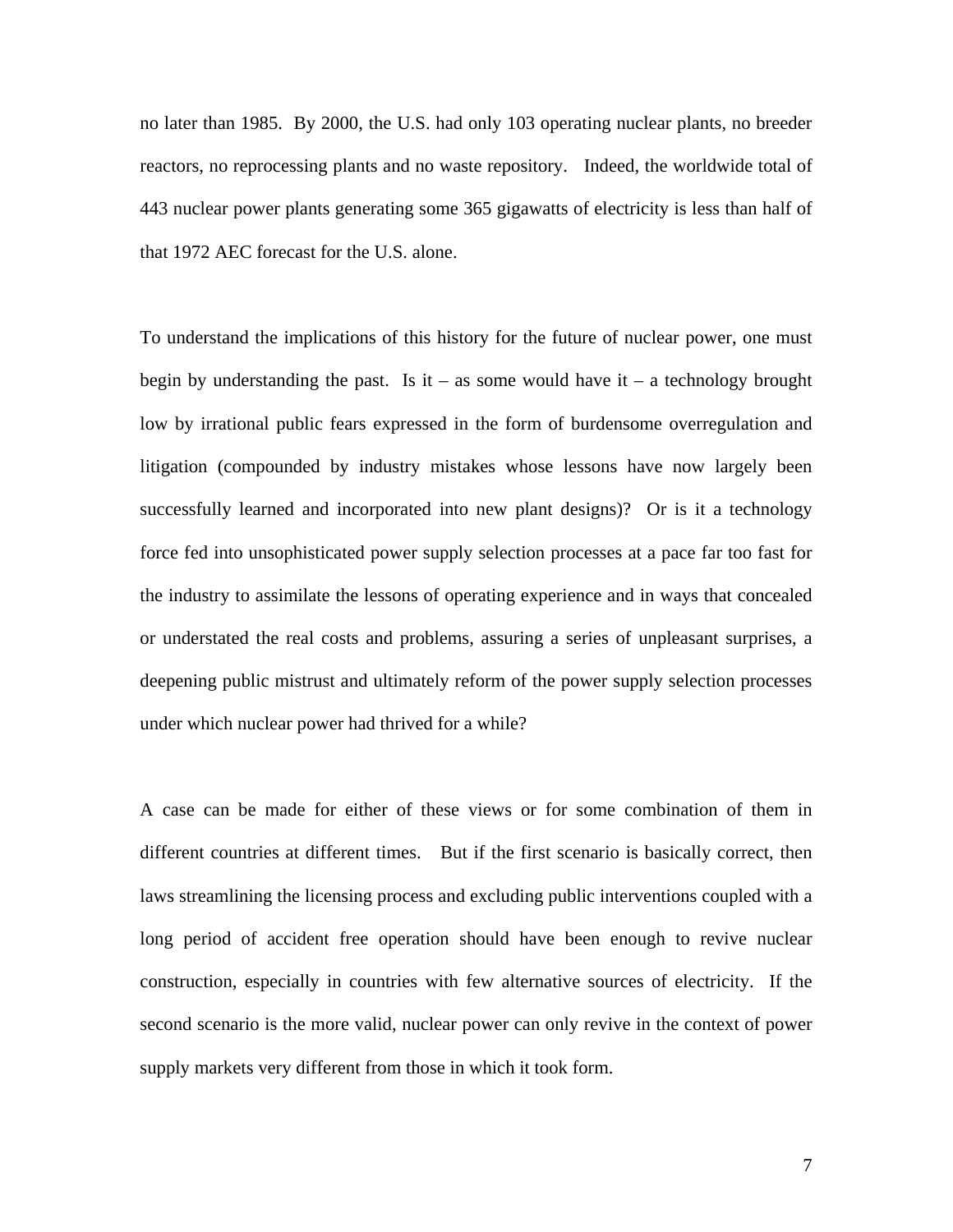no later than 1985. By 2000, the U.S. had only 103 operating nuclear plants, no breeder reactors, no reprocessing plants and no waste repository. Indeed, the worldwide total of 443 nuclear power plants generating some 365 gigawatts of electricity is less than half of that 1972 AEC forecast for the U.S. alone.

To understand the implications of this history for the future of nuclear power, one must begin by understanding the past. Is it – as some would have it – a technology brought low by irrational public fears expressed in the form of burdensome overregulation and litigation (compounded by industry mistakes whose lessons have now largely been successfully learned and incorporated into new plant designs)? Or is it a technology force fed into unsophisticated power supply selection processes at a pace far too fast for the industry to assimilate the lessons of operating experience and in ways that concealed or understated the real costs and problems, assuring a series of unpleasant surprises, a deepening public mistrust and ultimately reform of the power supply selection processes under which nuclear power had thrived for a while?

A case can be made for either of these views or for some combination of them in different countries at different times. But if the first scenario is basically correct, then laws streamlining the licensing process and excluding public interventions coupled with a long period of accident free operation should have been enough to revive nuclear construction, especially in countries with few alternative sources of electricity. If the second scenario is the more valid, nuclear power can only revive in the context of power supply markets very different from those in which it took form.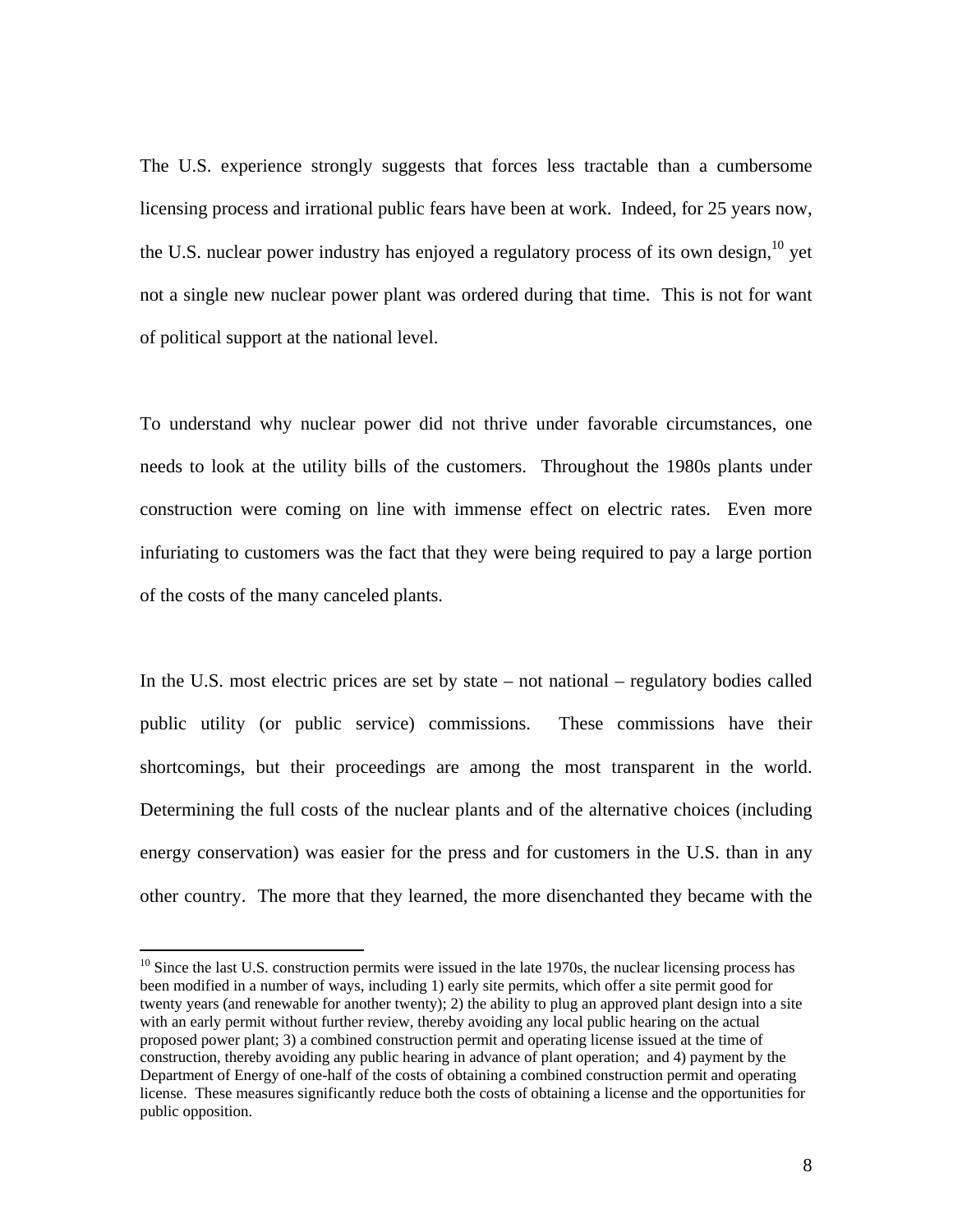The U.S. experience strongly suggests that forces less tractable than a cumbersome licensing process and irrational public fears have been at work. Indeed, for 25 years now, the U.S. nuclear power industry has enjoyed a regulatory process of its own design,[10] yet not a single new nuclear power plant was ordered during that time. This is not for want of political support at the national level.

To understand why nuclear power did not thrive under favorable circumstances, one needs to look at the utility bills of the customers. Throughout the 1980s plants under construction were coming on line with immense effect on electric rates. Even more infuriating to customers was the fact that they were being required to pay a large portion of the costs of the many canceled plants.

In the U.S. most electric prices are set by state – not national – regulatory bodies called public utility (or public service) commissions. These commissions have their shortcomings, but their proceedings are among the most transparent in the world. Determining the full costs of the nuclear plants and of the alternative choices (including energy conservation) was easier for the press and for customers in the U.S. than in any other country. The more that they learned, the more disenchanted they became with the

[10] Since the last U.S. construction permits were issued in the late 1970s, the nuclear licensing process has been modified in a number of ways, including 1) early site permits, which offer a site permit good for twenty years (and renewable for another twenty); 2) the ability to plug an approved plant design into a site with an early permit without further review, thereby avoiding any local public hearing on the actual proposed power plant; 3) a combined construction permit and operating license issued at the time of construction, thereby avoiding any public hearing in advance of plant operation; and 4) payment by the Department of Energy of one-half of the costs of obtaining a combined construction permit and operating license. These measures significantly reduce both the costs of obtaining a license and the opportunities for public opposition.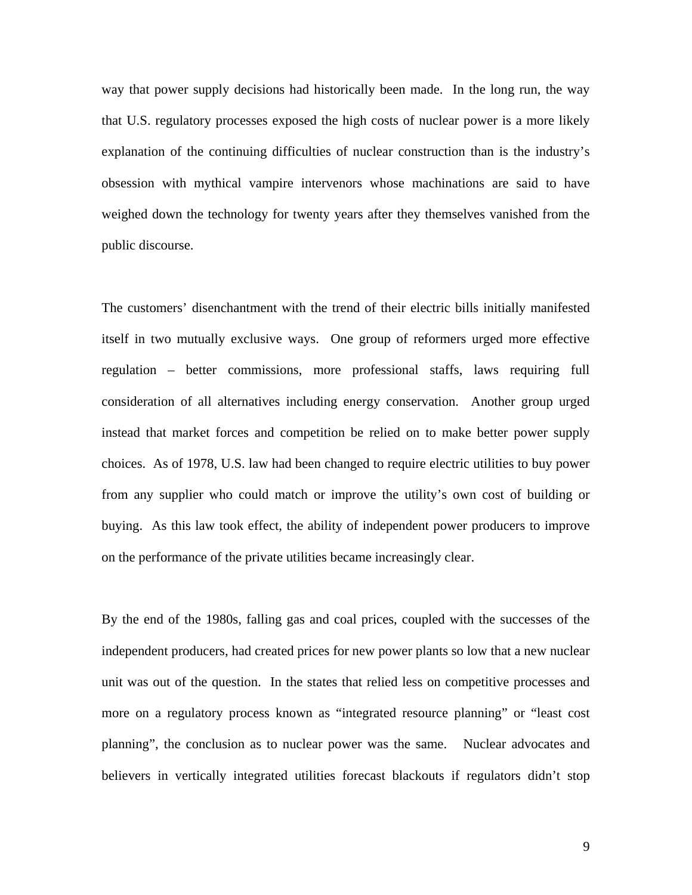way that power supply decisions had historically been made. In the long run, the way that U.S. regulatory processes exposed the high costs of nuclear power is a more likely explanation of the continuing difficulties of nuclear construction than is the industry's obsession with mythical vampire intervenors whose machinations are said to have weighed down the technology for twenty years after they themselves vanished from the public discourse.

The customers' disenchantment with the trend of their electric bills initially manifested itself in two mutually exclusive ways. One group of reformers urged more effective regulation – better commissions, more professional staffs, laws requiring full consideration of all alternatives including energy conservation. Another group urged instead that market forces and competition be relied on to make better power supply choices. As of 1978, U.S. law had been changed to require electric utilities to buy power from any supplier who could match or improve the utility's own cost of building or buying. As this law took effect, the ability of independent power producers to improve on the performance of the private utilities became increasingly clear.

By the end of the 1980s, falling gas and coal prices, coupled with the successes of the independent producers, had created prices for new power plants so low that a new nuclear unit was out of the question. In the states that relied less on competitive processes and more on a regulatory process known as "integrated resource planning" or "least cost planning", the conclusion as to nuclear power was the same. Nuclear advocates and believers in vertically integrated utilities forecast blackouts if regulators didn't stop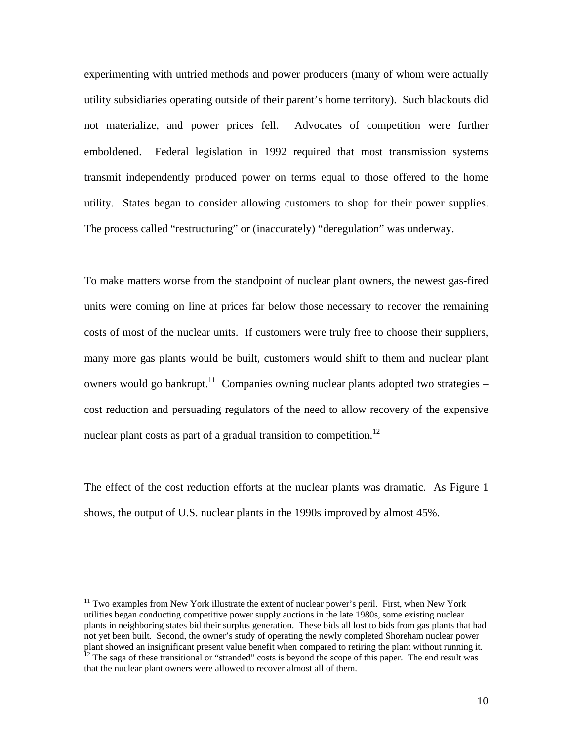experimenting with untried methods and power producers (many of whom were actually utility subsidiaries operating outside of their parent's home territory). Such blackouts did not materialize, and power prices fell. Advocates of competition were further emboldened. Federal legislation in 1992 required that most transmission systems transmit independently produced power on terms equal to those offered to the home utility. States began to consider allowing customers to shop for their power supplies. The process called "restructuring" or (inaccurately) "deregulation" was underway.

To make matters worse from the standpoint of nuclear plant owners, the newest gas-fired units were coming on line at prices far below those necessary to recover the remaining costs of most of the nuclear units. If customers were truly free to choose their suppliers, many more gas plants would be built, customers would shift to them and nuclear plant owners would go bankrupt.[11] Companies owning nuclear plants adopted two strategies – cost reduction and persuading regulators of the need to allow recovery of the expensive nuclear plant costs as part of a gradual transition to competition.[12]

The effect of the cost reduction efforts at the nuclear plants was dramatic. As Figure 1 shows, the output of U.S. nuclear plants in the 1990s improved by almost 45%.

---

[11] Two examples from New York illustrate the extent of nuclear power's peril. First, when New York utilities began conducting competitive power supply auctions in the late 1980s, some existing nuclear plants in neighboring states bid their surplus generation. These bids all lost to bids from gas plants that had not yet been built. Second, the owner's study of operating the newly completed Shoreham nuclear power plant showed an insignificant present value benefit when compared to retiring the plant without running it.

[12] The saga of these transitional or "stranded" costs is beyond the scope of this paper. The end result was that the nuclear plant owners were allowed to recover almost all of them.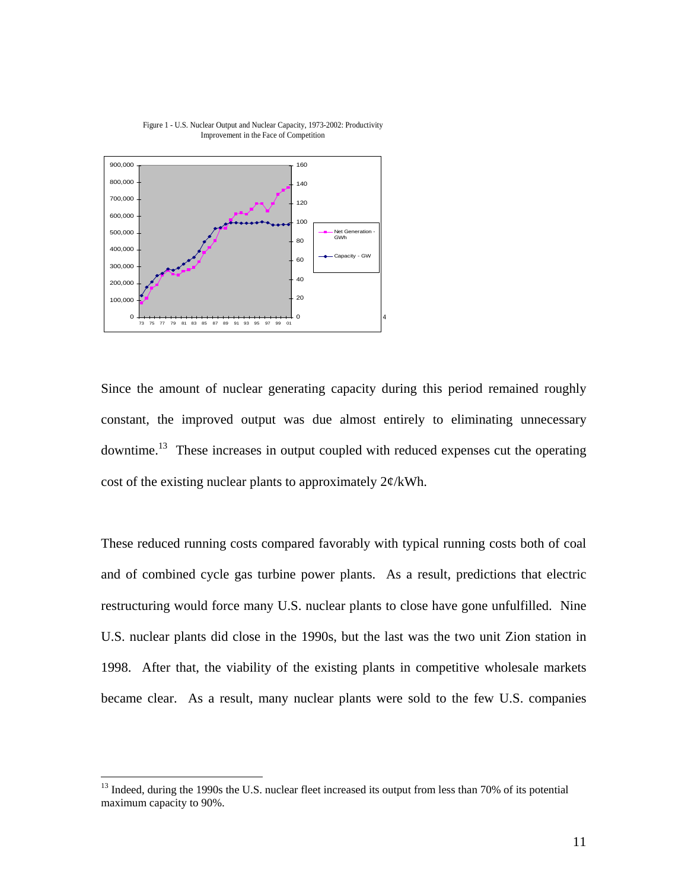Figure 1 - U.S. Nuclear Output and Nuclear Capacity, 1973-2002: Productivity Improvement in the Face of Competition

Since the amount of nuclear generating capacity during this period remained roughly constant, the improved output was due almost entirely to eliminating unnecessary downtime.[13] These increases in output coupled with reduced expenses cut the operating cost of the existing nuclear plants to approximately 2¢/kWh.

These reduced running costs compared favorably with typical running costs both of coal and of combined cycle gas turbine power plants. As a result, predictions that electric restructuring would force many U.S. nuclear plants to close have gone unfulfilled. Nine U.S. nuclear plants did close in the 1990s, but the last was the two unit Zion station in 1998. After that, the viability of the existing plants in competitive wholesale markets became clear. As a result, many nuclear plants were sold to the few U.S. companies

[13] Indeed, during the 1990s the U.S. nuclear fleet increased its output from less than 70% of its potential maximum capacity to 90%.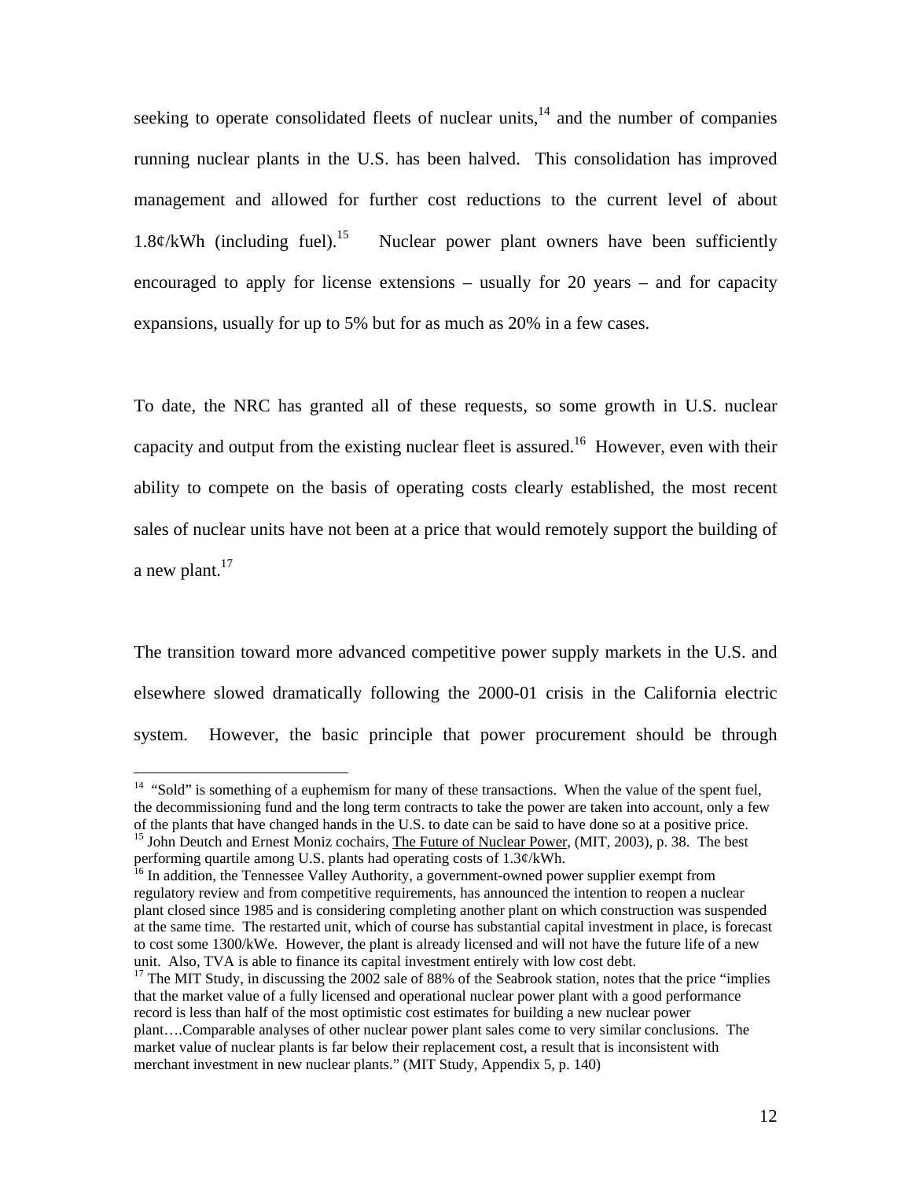seeking to operate consolidated fleets of nuclear units,[14] and the number of companies running nuclear plants in the U.S. has been halved. This consolidation has improved management and allowed for further cost reductions to the current level of about 1.8¢/kWh (including fuel).[15] Nuclear power plant owners have been sufficiently encouraged to apply for license extensions – usually for 20 years – and for capacity expansions, usually for up to 5% but for as much as 20% in a few cases.

To date, the NRC has granted all of these requests, so some growth in U.S. nuclear capacity and output from the existing nuclear fleet is assured.[16] However, even with their ability to compete on the basis of operating costs clearly established, the most recent sales of nuclear units have not been at a price that would remotely support the building of a new plant.[17]

The transition toward more advanced competitive power supply markets in the U.S. and elsewhere slowed dramatically following the 2000-01 crisis in the California electric system. However, the basic principle that power procurement should be through

---

[14] "Sold" is something of a euphemism for many of these transactions. When the value of the spent fuel, the decommissioning fund and the long term contracts to take the power are taken into account, only a few of the plants that have changed hands in the U.S. to date can be said to have done so at a positive price.

[15] John Deutch and Ernest Moniz cochairs, The Future of Nuclear Power, (MIT, 2003), p. 38. The best performing quartile among U.S. plants had operating costs of 1.3¢/kWh.

[16] In addition, the Tennessee Valley Authority, a government-owned power supplier exempt from regulatory review and from competitive requirements, has announced the intention to reopen a nuclear plant closed since 1985 and is considering completing another plant on which construction was suspended at the same time. The restarted unit, which of course has substantial capital investment in place, is forecast to cost some 1300/kWe. However, the plant is already licensed and will not have the future life of a new unit. Also, TVA is able to finance its capital investment entirely with low cost debt.

[17] The MIT Study, in discussing the 2002 sale of 88% of the Seabrook station, notes that the price "implies that the market value of a fully licensed and operational nuclear power plant with a good performance record is less than half of the most optimistic cost estimates for building a new nuclear power plant….Comparable analyses of other nuclear power plant sales come to very similar conclusions. The market value of nuclear plants is far below their replacement cost, a result that is inconsistent with merchant investment in new nuclear plants." (MIT Study, Appendix 5, p. 140)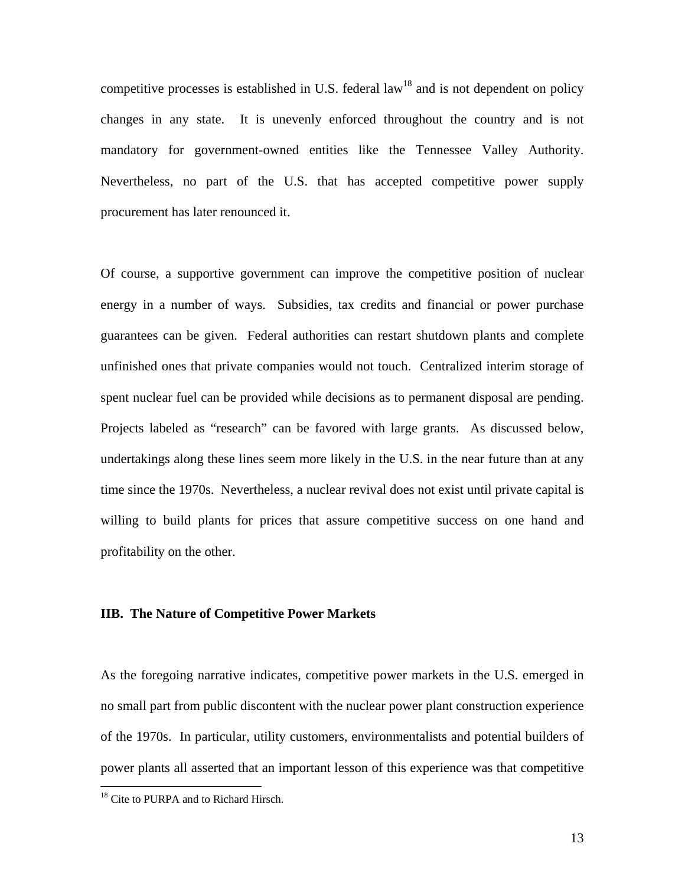competitive processes is established in U.S. federal law[18] and is not dependent on policy changes in any state. It is unevenly enforced throughout the country and is not mandatory for government-owned entities like the Tennessee Valley Authority. Nevertheless, no part of the U.S. that has accepted competitive power supply procurement has later renounced it.

Of course, a supportive government can improve the competitive position of nuclear energy in a number of ways. Subsidies, tax credits and financial or power purchase guarantees can be given. Federal authorities can restart shutdown plants and complete unfinished ones that private companies would not touch. Centralized interim storage of spent nuclear fuel can be provided while decisions as to permanent disposal are pending. Projects labeled as "research" can be favored with large grants. As discussed below, undertakings along these lines seem more likely in the U.S. in the near future than at any time since the 1970s. Nevertheless, a nuclear revival does not exist until private capital is willing to build plants for prices that assure competitive success on one hand and profitability on the other.

### IIB. The Nature of Competitive Power Markets

As the foregoing narrative indicates, competitive power markets in the U.S. emerged in no small part from public discontent with the nuclear power plant construction experience of the 1970s. In particular, utility customers, environmentalists and potential builders of power plants all asserted that an important lesson of this experience was that competitive

---

[18] Cite to PURPA and to Richard Hirsch.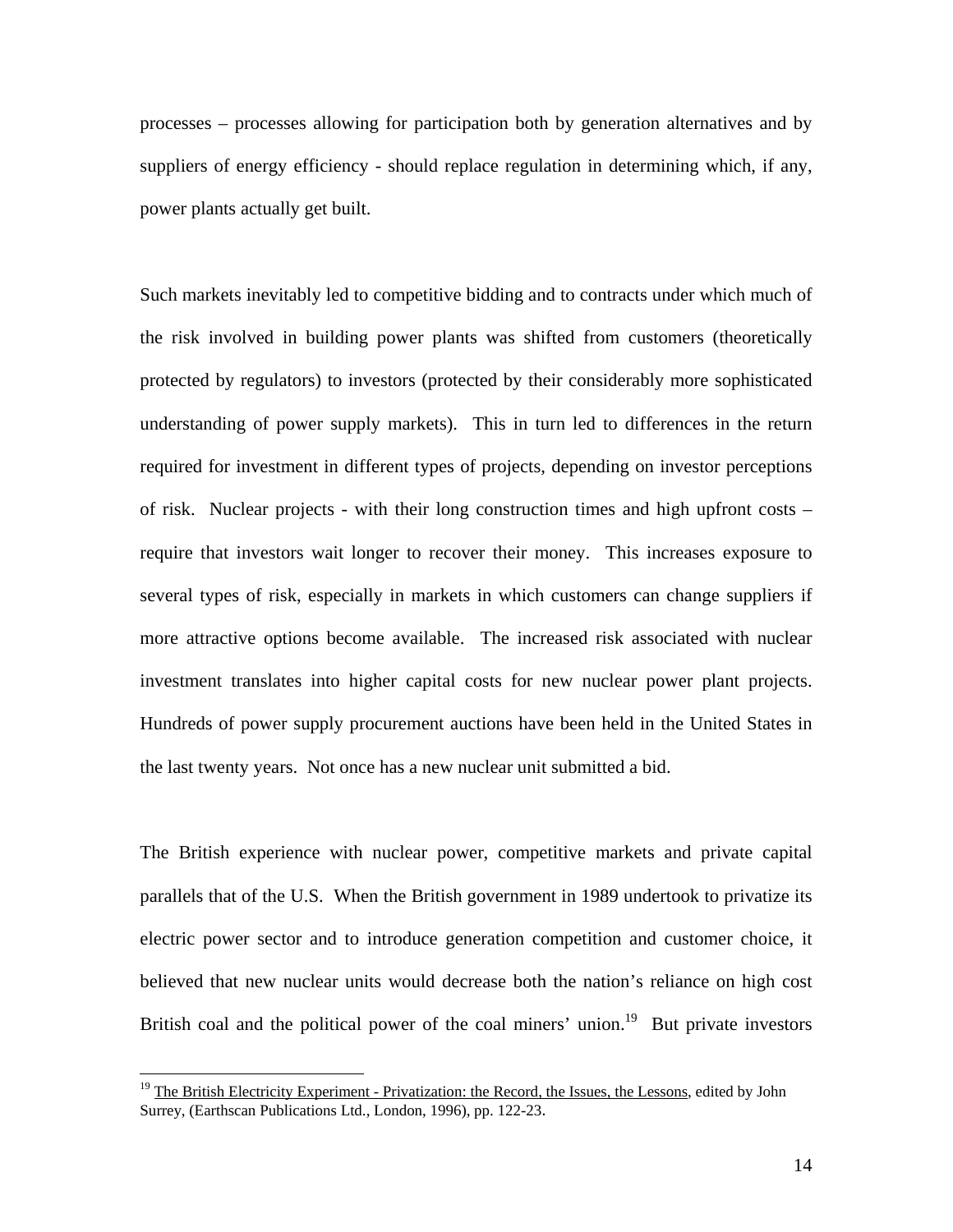processes – processes allowing for participation both by generation alternatives and by suppliers of energy efficiency - should replace regulation in determining which, if any, power plants actually get built.

Such markets inevitably led to competitive bidding and to contracts under which much of the risk involved in building power plants was shifted from customers (theoretically protected by regulators) to investors (protected by their considerably more sophisticated understanding of power supply markets). This in turn led to differences in the return required for investment in different types of projects, depending on investor perceptions of risk. Nuclear projects - with their long construction times and high upfront costs – require that investors wait longer to recover their money. This increases exposure to several types of risk, especially in markets in which customers can change suppliers if more attractive options become available. The increased risk associated with nuclear investment translates into higher capital costs for new nuclear power plant projects. Hundreds of power supply procurement auctions have been held in the United States in the last twenty years. Not once has a new nuclear unit submitted a bid.

The British experience with nuclear power, competitive markets and private capital parallels that of the U.S. When the British government in 1989 undertook to privatize its electric power sector and to introduce generation competition and customer choice, it believed that new nuclear units would decrease both the nation's reliance on high cost British coal and the political power of the coal miners' union.[19] But private investors

---

[19] The British Electricity Experiment - Privatization: the Record, the Issues, the Lessons, edited by John Surrey, (Earthscan Publications Ltd., London, 1996), pp. 122-23.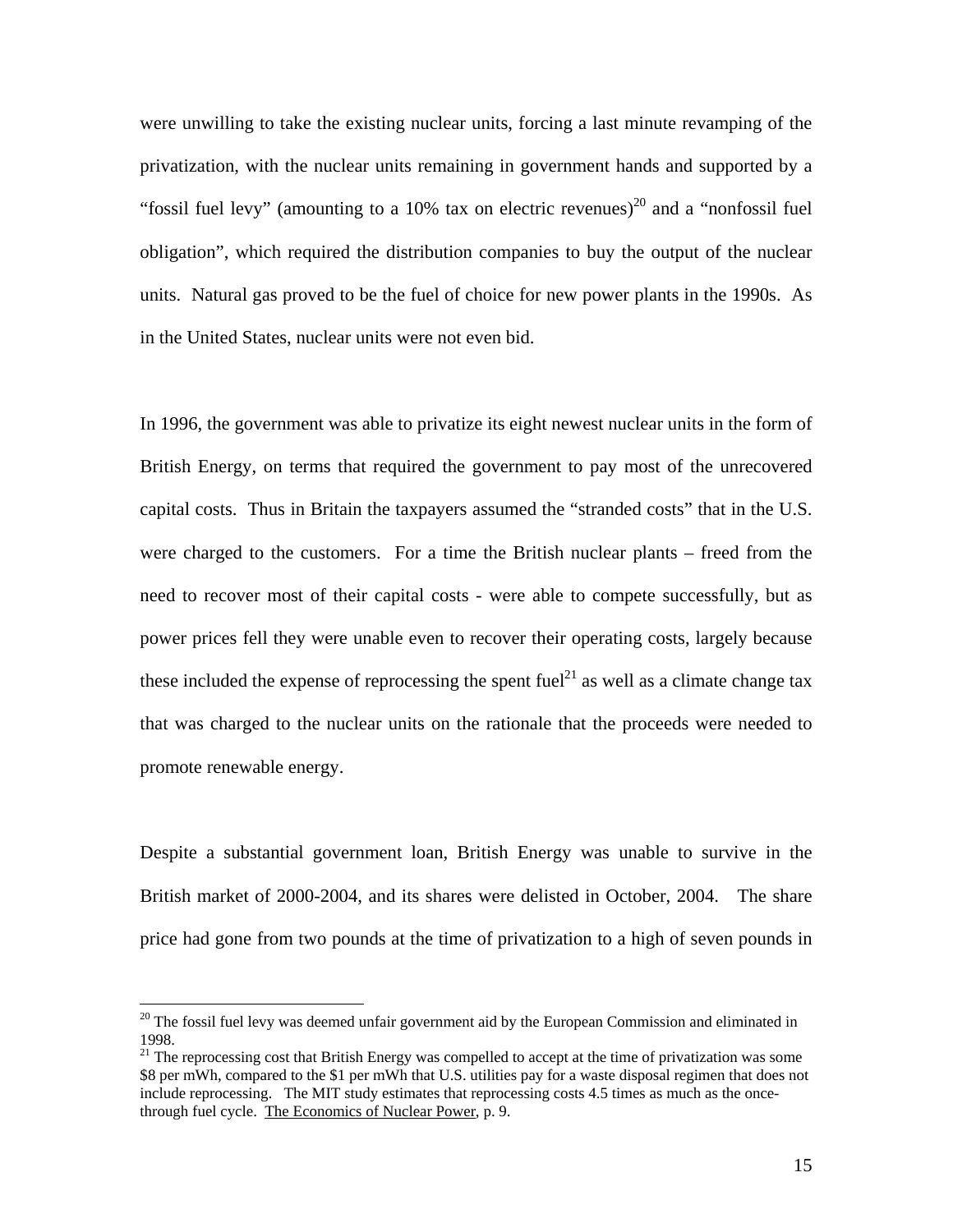were unwilling to take the existing nuclear units, forcing a last minute revamping of the privatization, with the nuclear units remaining in government hands and supported by a "fossil fuel levy" (amounting to a 10% tax on electric revenues)[20] and a "nonfossil fuel obligation", which required the distribution companies to buy the output of the nuclear units. Natural gas proved to be the fuel of choice for new power plants in the 1990s. As in the United States, nuclear units were not even bid.

In 1996, the government was able to privatize its eight newest nuclear units in the form of British Energy, on terms that required the government to pay most of the unrecovered capital costs. Thus in Britain the taxpayers assumed the "stranded costs" that in the U.S. were charged to the customers. For a time the British nuclear plants – freed from the need to recover most of their capital costs - were able to compete successfully, but as power prices fell they were unable even to recover their operating costs, largely because these included the expense of reprocessing the spent fuel[21] as well as a climate change tax that was charged to the nuclear units on the rationale that the proceeds were needed to promote renewable energy.

Despite a substantial government loan, British Energy was unable to survive in the British market of 2000-2004, and its shares were delisted in October, 2004. The share price had gone from two pounds at the time of privatization to a high of seven pounds in

---

[20] The fossil fuel levy was deemed unfair government aid by the European Commission and eliminated in 1998.

[21] The reprocessing cost that British Energy was compelled to accept at the time of privatization was some \$8 per mWh, compared to the \$1 per mWh that U.S. utilities pay for a waste disposal regimen that does not include reprocessing. The MIT study estimates that reprocessing costs 4.5 times as much as the once-through fuel cycle. The Economics of Nuclear Power, p. 9.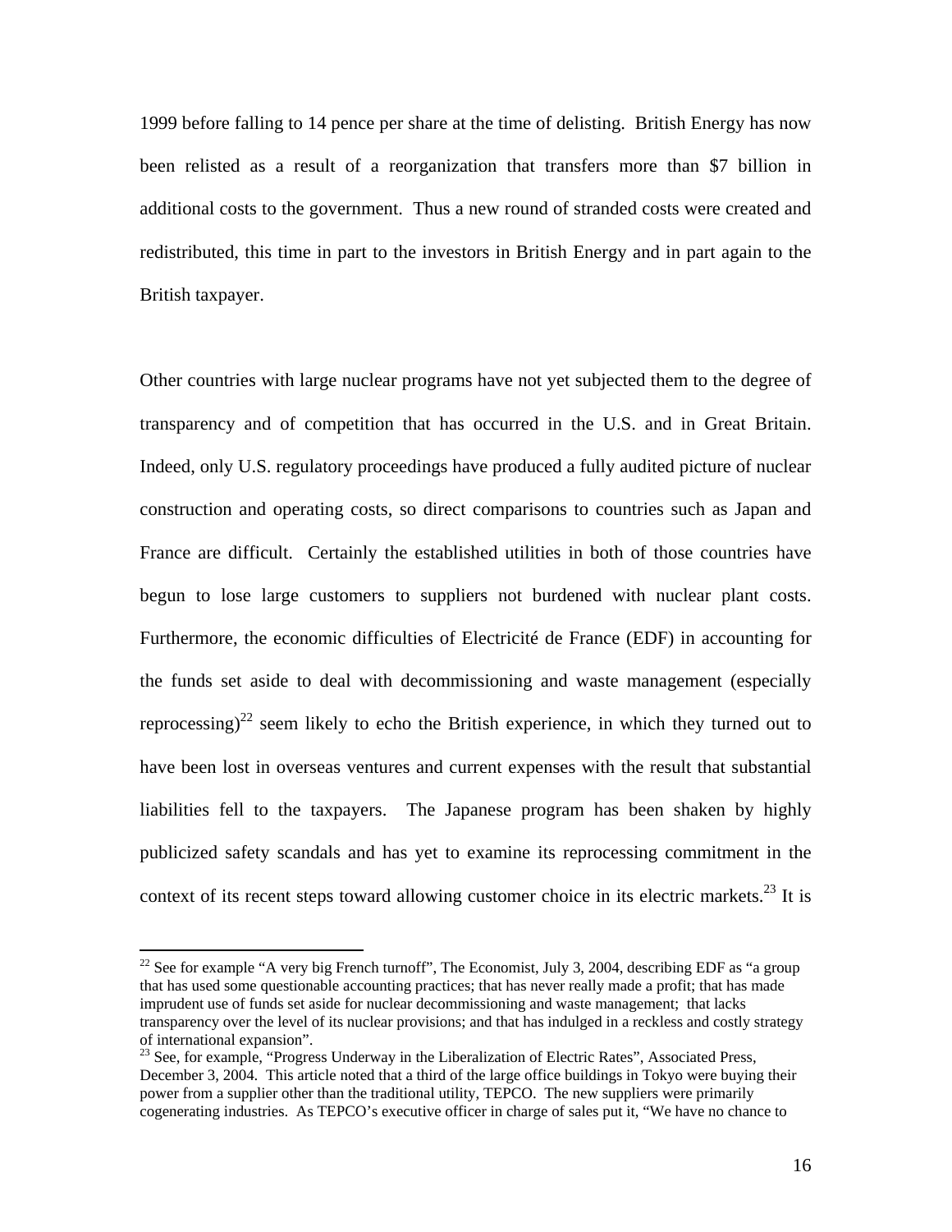1999 before falling to 14 pence per share at the time of delisting. British Energy has now been relisted as a result of a reorganization that transfers more than $7 billion in additional costs to the government. Thus a new round of stranded costs were created and redistributed, this time in part to the investors in British Energy and in part again to the British taxpayer.

Other countries with large nuclear programs have not yet subjected them to the degree of transparency and of competition that has occurred in the U.S. and in Great Britain. Indeed, only U.S. regulatory proceedings have produced a fully audited picture of nuclear construction and operating costs, so direct comparisons to countries such as Japan and France are difficult. Certainly the established utilities in both of those countries have begun to lose large customers to suppliers not burdened with nuclear plant costs. Furthermore, the economic difficulties of Electricité de France (EDF) in accounting for the funds set aside to deal with decommissioning and waste management (especially reprocessing)[22] seem likely to echo the British experience, in which they turned out to have been lost in overseas ventures and current expenses with the result that substantial liabilities fell to the taxpayers. The Japanese program has been shaken by highly publicized safety scandals and has yet to examine its reprocessing commitment in the context of its recent steps toward allowing customer choice in its electric markets.[23] It is

---

[22] See for example "A very big French turnoff", The Economist, July 3, 2004, describing EDF as "a group that has used some questionable accounting practices; that has never really made a profit; that has made imprudent use of funds set aside for nuclear decommissioning and waste management; that lacks transparency over the level of its nuclear provisions; and that has indulged in a reckless and costly strategy of international expansion".

[23] See, for example, "Progress Underway in the Liberalization of Electric Rates", Associated Press, December 3, 2004. This article noted that a third of the large office buildings in Tokyo were buying their power from a supplier other than the traditional utility, TEPCO. The new suppliers were primarily cogenerating industries. As TEPCO's executive officer in charge of sales put it, "We have no chance to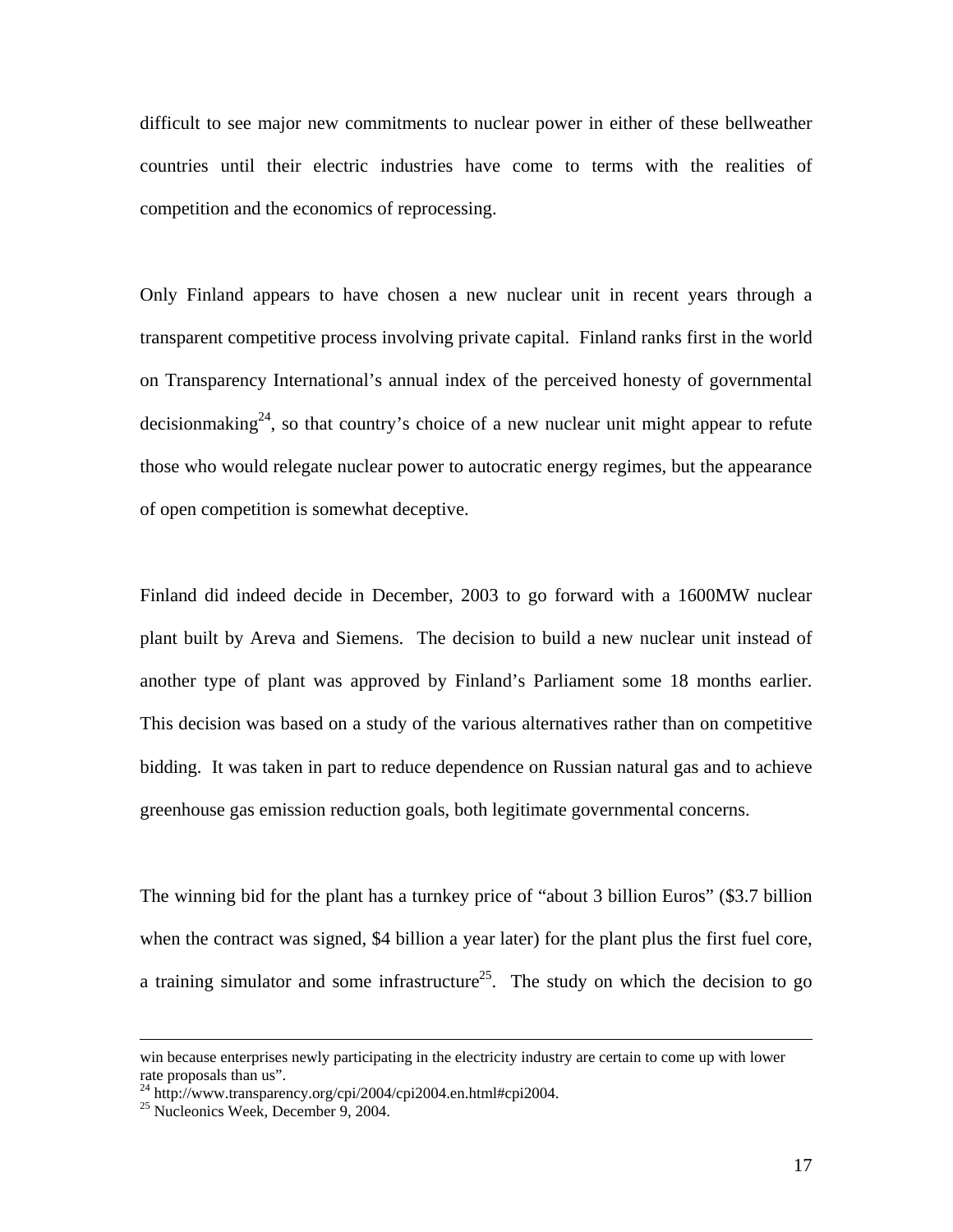difficult to see major new commitments to nuclear power in either of these bellweather countries until their electric industries have come to terms with the realities of competition and the economics of reprocessing.

Only Finland appears to have chosen a new nuclear unit in recent years through a transparent competitive process involving private capital. Finland ranks first in the world on Transparency International's annual index of the perceived honesty of governmental decisionmaking[24], so that country's choice of a new nuclear unit might appear to refute those who would relegate nuclear power to autocratic energy regimes, but the appearance of open competition is somewhat deceptive.

Finland did indeed decide in December, 2003 to go forward with a 1600MW nuclear plant built by Areva and Siemens. The decision to build a new nuclear unit instead of another type of plant was approved by Finland's Parliament some 18 months earlier. This decision was based on a study of the various alternatives rather than on competitive bidding. It was taken in part to reduce dependence on Russian natural gas and to achieve greenhouse gas emission reduction goals, both legitimate governmental concerns.

The winning bid for the plant has a turnkey price of "about 3 billion Euros" ($3.7 billion when the contract was signed, $4 billion a year later) for the plant plus the first fuel core, a training simulator and some infrastructure[25]. The study on which the decision to go

---

win because enterprises newly participating in the electricity industry are certain to come up with lower rate proposals than us".

[24] http://www.transparency.org/cpi/2004/cpi2004.en.html#cpi2004.

[25] Nucleonics Week, December 9, 2004.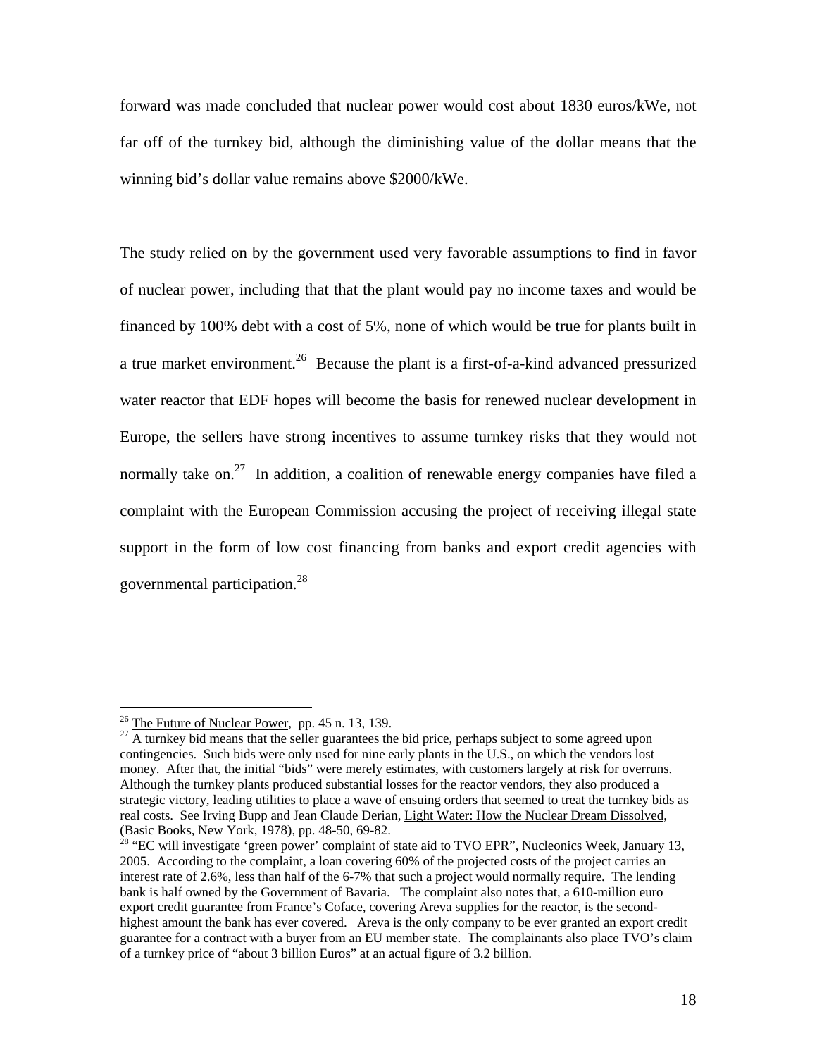forward was made concluded that nuclear power would cost about 1830 euros/kWe, not far off of the turnkey bid, although the diminishing value of the dollar means that the winning bid's dollar value remains above $2000/kWe.

The study relied on by the government used very favorable assumptions to find in favor of nuclear power, including that that the plant would pay no income taxes and would be financed by 100% debt with a cost of 5%, none of which would be true for plants built in a true market environment.[26] Because the plant is a first-of-a-kind advanced pressurized water reactor that EDF hopes will become the basis for renewed nuclear development in Europe, the sellers have strong incentives to assume turnkey risks that they would not normally take on.[27] In addition, a coalition of renewable energy companies have filed a complaint with the European Commission accusing the project of receiving illegal state support in the form of low cost financing from banks and export credit agencies with governmental participation.[28]

---

[26] The Future of Nuclear Power, pp. 45 n. 13, 139.

[27] A turnkey bid means that the seller guarantees the bid price, perhaps subject to some agreed upon contingencies. Such bids were only used for nine early plants in the U.S., on which the vendors lost money. After that, the initial "bids" were merely estimates, with customers largely at risk for overruns. Although the turnkey plants produced substantial losses for the reactor vendors, they also produced a strategic victory, leading utilities to place a wave of ensuing orders that seemed to treat the turnkey bids as real costs. See Irving Bupp and Jean Claude Derian, Light Water: How the Nuclear Dream Dissolved, (Basic Books, New York, 1978), pp. 48-50, 69-82.

[28] "EC will investigate 'green power' complaint of state aid to TVO EPR", Nucleonics Week, January 13, 2005. According to the complaint, a loan covering 60% of the projected costs of the project carries an interest rate of 2.6%, less than half of the 6-7% that such a project would normally require. The lending bank is half owned by the Government of Bavaria. The complaint also notes that, a 610-million euro export credit guarantee from France's Coface, covering Areva supplies for the reactor, is the second-highest amount the bank has ever covered. Areva is the only company to be ever granted an export credit guarantee for a contract with a buyer from an EU member state. The complainants also place TVO's claim of a turnkey price of "about 3 billion Euros" at an actual figure of 3.2 billion.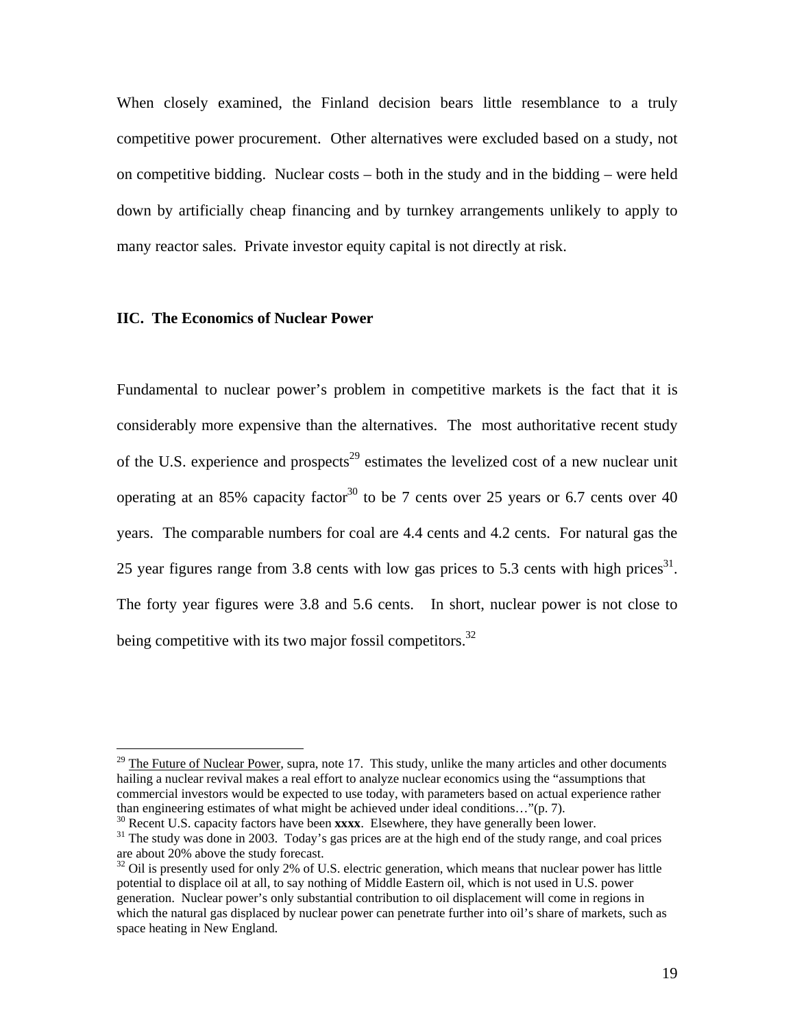When closely examined, the Finland decision bears little resemblance to a truly competitive power procurement. Other alternatives were excluded based on a study, not on competitive bidding. Nuclear costs – both in the study and in the bidding – were held down by artificially cheap financing and by turnkey arrangements unlikely to apply to many reactor sales. Private investor equity capital is not directly at risk.

### IIC. The Economics of Nuclear Power

Fundamental to nuclear power's problem in competitive markets is the fact that it is considerably more expensive than the alternatives. The most authoritative recent study of the U.S. experience and prospects[29] estimates the levelized cost of a new nuclear unit operating at an 85% capacity factor[30] to be 7 cents over 25 years or 6.7 cents over 40 years. The comparable numbers for coal are 4.4 cents and 4.2 cents. For natural gas the 25 year figures range from 3.8 cents with low gas prices to 5.3 cents with high prices[31]. The forty year figures were 3.8 and 5.6 cents. In short, nuclear power is not close to being competitive with its two major fossil competitors.[32]

---

[29] The Future of Nuclear Power, supra, note 17. This study, unlike the many articles and other documents hailing a nuclear revival makes a real effort to analyze nuclear economics using the "assumptions that commercial investors would be expected to use today, with parameters based on actual experience rather than engineering estimates of what might be achieved under ideal conditions…"(p. 7).

[30] Recent U.S. capacity factors have been **xxxx**. Elsewhere, they have generally been lower.

[31] The study was done in 2003. Today's gas prices are at the high end of the study range, and coal prices are about 20% above the study forecast.

[32] Oil is presently used for only 2% of U.S. electric generation, which means that nuclear power has little potential to displace oil at all, to say nothing of Middle Eastern oil, which is not used in U.S. power generation. Nuclear power's only substantial contribution to oil displacement will come in regions in which the natural gas displaced by nuclear power can penetrate further into oil's share of markets, such as space heating in New England.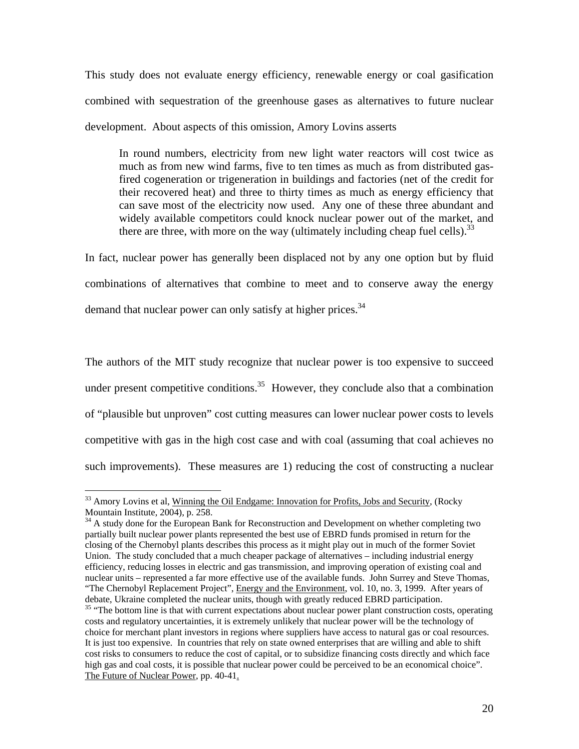This study does not evaluate energy efficiency, renewable energy or coal gasification combined with sequestration of the greenhouse gases as alternatives to future nuclear development. About aspects of this omission, Amory Lovins asserts

> In round numbers, electricity from new light water reactors will cost twice as much as from new wind farms, five to ten times as much as from distributed gas-fired cogeneration or trigeneration in buildings and factories (net of the credit for their recovered heat) and three to thirty times as much as energy efficiency that can save most of the electricity now used. Any one of these three abundant and widely available competitors could knock nuclear power out of the market, and there are three, with more on the way (ultimately including cheap fuel cells).[33]

In fact, nuclear power has generally been displaced not by any one option but by fluid combinations of alternatives that combine to meet and to conserve away the energy demand that nuclear power can only satisfy at higher prices.[34]

The authors of the MIT study recognize that nuclear power is too expensive to succeed under present competitive conditions.[35] However, they conclude also that a combination of "plausible but unproven" cost cutting measures can lower nuclear power costs to levels competitive with gas in the high cost case and with coal (assuming that coal achieves no such improvements). These measures are 1) reducing the cost of constructing a nuclear

---

[33] Amory Lovins et al, Winning the Oil Endgame: Innovation for Profits, Jobs and Security, (Rocky Mountain Institute, 2004), p. 258.

[34] A study done for the European Bank for Reconstruction and Development on whether completing two partially built nuclear power plants represented the best use of EBRD funds promised in return for the closing of the Chernobyl plants describes this process as it might play out in much of the former Soviet Union. The study concluded that a much cheaper package of alternatives – including industrial energy efficiency, reducing losses in electric and gas transmission, and improving operation of existing coal and nuclear units – represented a far more effective use of the available funds. John Surrey and Steve Thomas, "The Chernobyl Replacement Project", Energy and the Environment, vol. 10, no. 3, 1999. After years of debate, Ukraine completed the nuclear units, though with greatly reduced EBRD participation.

[35] "The bottom line is that with current expectations about nuclear power plant construction costs, operating costs and regulatory uncertainties, it is extremely unlikely that nuclear power will be the technology of choice for merchant plant investors in regions where suppliers have access to natural gas or coal resources. It is just too expensive. In countries that rely on state owned enterprises that are willing and able to shift cost risks to consumers to reduce the cost of capital, or to subsidize financing costs directly and which face high gas and coal costs, it is possible that nuclear power could be perceived to be an economical choice". The Future of Nuclear Power, pp. 40-41.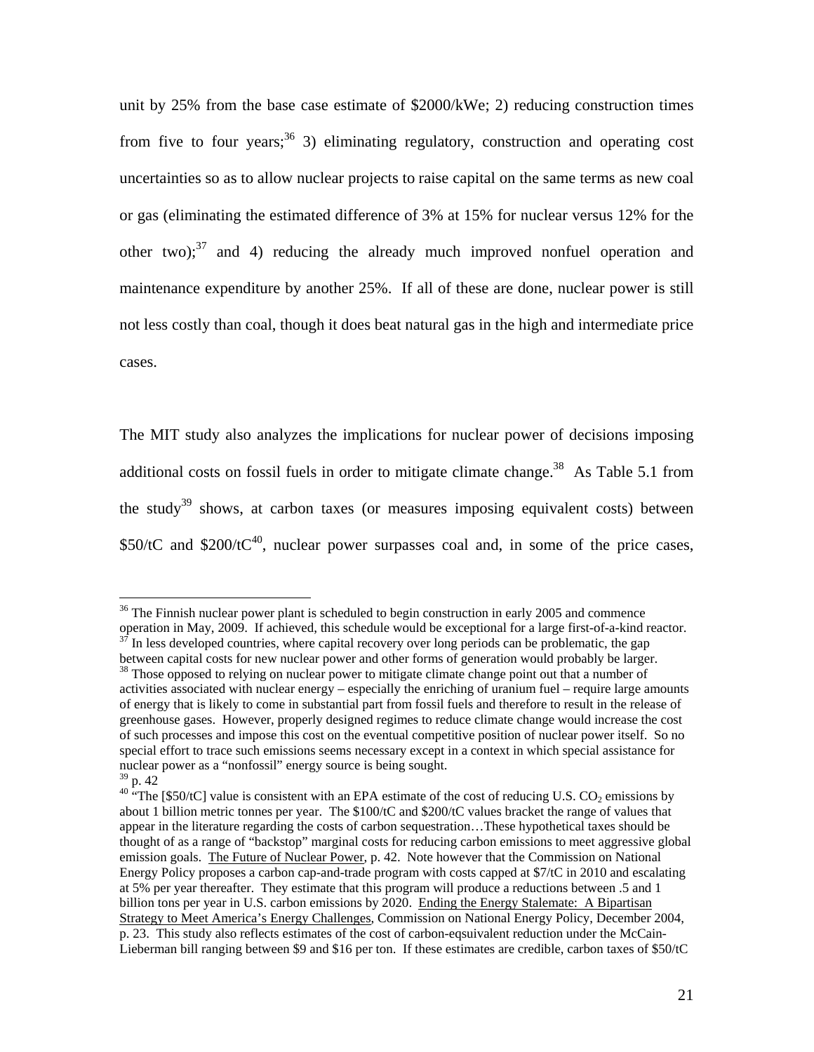unit by 25% from the base case estimate of $2000/kWe; 2) reducing construction times from five to four years;[36] 3) eliminating regulatory, construction and operating cost uncertainties so as to allow nuclear projects to raise capital on the same terms as new coal or gas (eliminating the estimated difference of 3% at 15% for nuclear versus 12% for the other two);[37] and 4) reducing the already much improved nonfuel operation and maintenance expenditure by another 25%. If all of these are done, nuclear power is still not less costly than coal, though it does beat natural gas in the high and intermediate price cases.

The MIT study also analyzes the implications for nuclear power of decisions imposing additional costs on fossil fuels in order to mitigate climate change.[38] As Table 5.1 from the study[39] shows, at carbon taxes (or measures imposing equivalent costs) between $50/tC and $200/tC[40], nuclear power surpasses coal and, in some of the price cases,

---

[36] The Finnish nuclear power plant is scheduled to begin construction in early 2005 and commence operation in May, 2009. If achieved, this schedule would be exceptional for a large first-of-a-kind reactor.

[37] In less developed countries, where capital recovery over long periods can be problematic, the gap between capital costs for new nuclear power and other forms of generation would probably be larger.

[38] Those opposed to relying on nuclear power to mitigate climate change point out that a number of activities associated with nuclear energy – especially the enriching of uranium fuel – require large amounts of energy that is likely to come in substantial part from fossil fuels and therefore to result in the release of greenhouse gases. However, properly designed regimes to reduce climate change would increase the cost of such processes and impose this cost on the eventual competitive position of nuclear power itself. So no special effort to trace such emissions seems necessary except in a context in which special assistance for nuclear power as a "nonfossil" energy source is being sought.

[39] p. 42

[40] "The [$50/tC] value is consistent with an EPA estimate of the cost of reducing U.S. $CO_2$ emissions by about 1 billion metric tonnes per year. The $100/tC and $200/tC values bracket the range of values that appear in the literature regarding the costs of carbon sequestration…These hypothetical taxes should be thought of as a range of "backstop" marginal costs for reducing carbon emissions to meet aggressive global emission goals. The Future of Nuclear Power, p. 42. Note however that the Commission on National Energy Policy proposes a carbon cap-and-trade program with costs capped at $7/tC in 2010 and escalating at 5% per year thereafter. They estimate that this program will produce a reductions between .5 and 1 billion tons per year in U.S. carbon emissions by 2020. Ending the Energy Stalemate: A Bipartisan Strategy to Meet America's Energy Challenges, Commission on National Energy Policy, December 2004, p. 23. This study also reflects estimates of the cost of carbon-eqsuivalent reduction under the McCain-Lieberman bill ranging between $9 and $16 per ton. If these estimates are credible, carbon taxes of $50/tC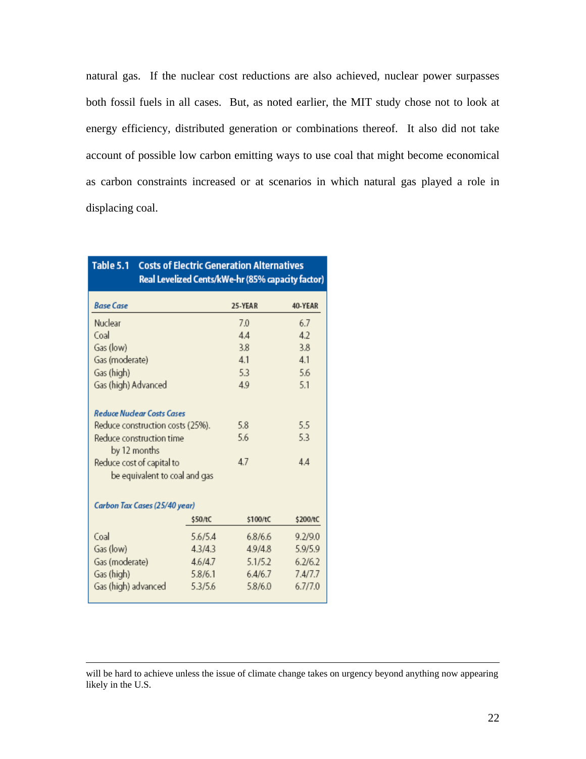natural gas. If the nuclear cost reductions are also achieved, nuclear power surpasses both fossil fuels in all cases. But, as noted earlier, the MIT study chose not to look at energy efficiency, distributed generation or combinations thereof. It also did not take account of possible low carbon emitting ways to use coal that might become economical as carbon constraints increased or at scenarios in which natural gas played a role in displacing coal.

**Table 5.1 Costs of Electric Generation Alternatives**
**Real Levelized Cents/kWe-hr (85% capacity factor)**

| *Base Case* | | 25-YEAR | 40-YEAR |
|---|---|---|---|
| Nuclear | | 7.0 | 6.7 |
| Coal | | 4.4 | 4.2 |
| Gas (low) | | 3.8 | 3.8 |
| Gas (moderate) | | 4.1 | 4.1 |
| Gas (high) | | 5.3 | 5.6 |
| Gas (high) Advanced | | 4.9 | 5.1 |
| *Reduce Nuclear Costs Cases* | | | |
| Reduce construction costs (25%). | | 5.8 | 5.5 |
| Reduce construction time by 12 months | | 5.6 | 5.3 |
| Reduce cost of capital to be equivalent to coal and gas | | 4.7 | 4.4 |
| *Carbon Tax Cases (25/40 year)* | | | |
| | $50/tC | $100/tC | $200/tC |
| Coal | 5.6/5.4 | 6.8/6.6 | 9.2/9.0 |
| Gas (low) | 4.3/4.3 | 4.9/4.8 | 5.9/5.9 |
| Gas (moderate) | 4.6/4.7 | 5.1/5.2 | 6.2/6.2 |
| Gas (high) | 5.8/6.1 | 6.4/6.7 | 7.4/7.7 |
| Gas (high) advanced | 5.3/5.6 | 5.8/6.0 | 6.7/7.0 |

will be hard to achieve unless the issue of climate change takes on urgency beyond anything now appearing likely in the U.S.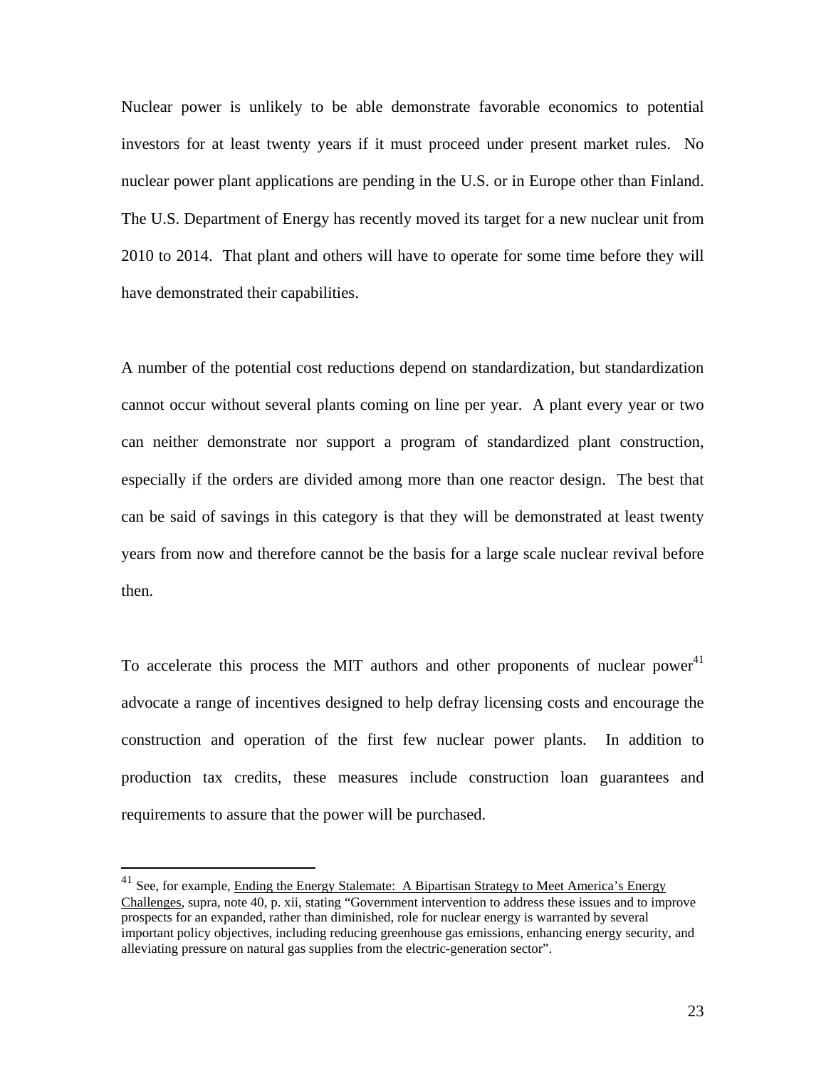Nuclear power is unlikely to be able demonstrate favorable economics to potential investors for at least twenty years if it must proceed under present market rules. No nuclear power plant applications are pending in the U.S. or in Europe other than Finland. The U.S. Department of Energy has recently moved its target for a new nuclear unit from 2010 to 2014. That plant and others will have to operate for some time before they will have demonstrated their capabilities.

A number of the potential cost reductions depend on standardization, but standardization cannot occur without several plants coming on line per year. A plant every year or two can neither demonstrate nor support a program of standardized plant construction, especially if the orders are divided among more than one reactor design. The best that can be said of savings in this category is that they will be demonstrated at least twenty years from now and therefore cannot be the basis for a large scale nuclear revival before then.

To accelerate this process the MIT authors and other proponents of nuclear power[41] advocate a range of incentives designed to help defray licensing costs and encourage the construction and operation of the first few nuclear power plants. In addition to production tax credits, these measures include construction loan guarantees and requirements to assure that the power will be purchased.

---

[41] See, for example, Ending the Energy Stalemate: A Bipartisan Strategy to Meet America's Energy Challenges, supra, note 40, p. xii, stating "Government intervention to address these issues and to improve prospects for an expanded, rather than diminished, role for nuclear energy is warranted by several important policy objectives, including reducing greenhouse gas emissions, enhancing energy security, and alleviating pressure on natural gas supplies from the electric-generation sector".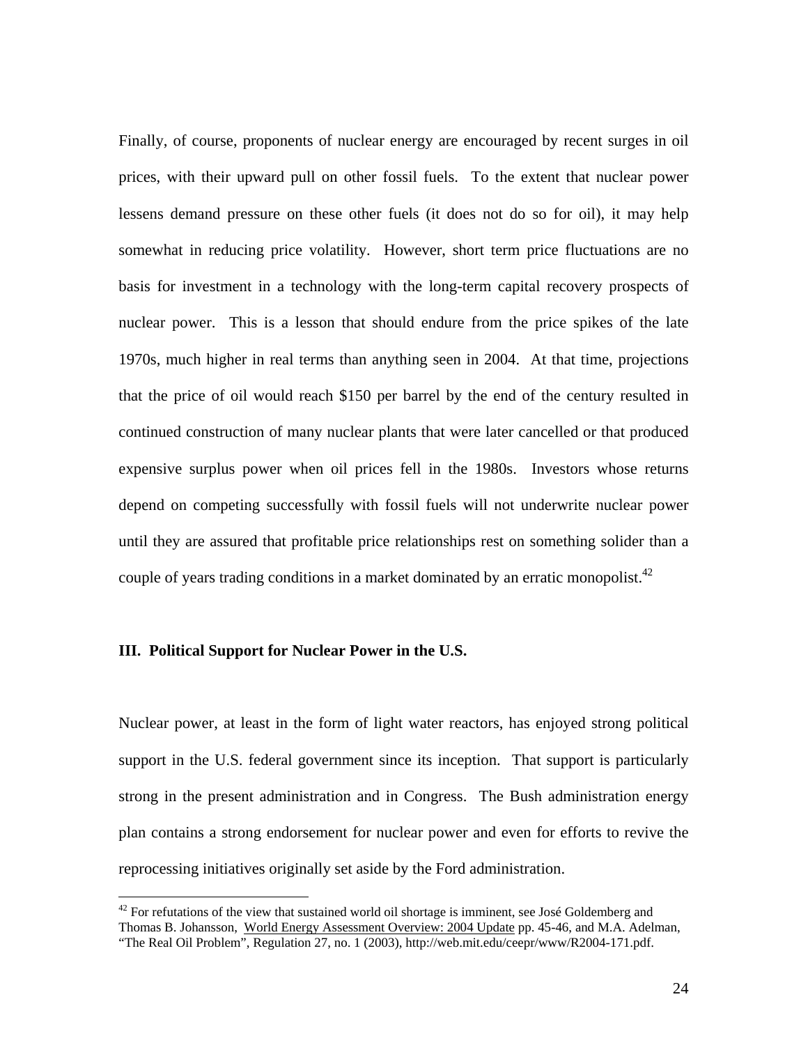Finally, of course, proponents of nuclear energy are encouraged by recent surges in oil prices, with their upward pull on other fossil fuels. To the extent that nuclear power lessens demand pressure on these other fuels (it does not do so for oil), it may help somewhat in reducing price volatility. However, short term price fluctuations are no basis for investment in a technology with the long-term capital recovery prospects of nuclear power. This is a lesson that should endure from the price spikes of the late 1970s, much higher in real terms than anything seen in 2004. At that time, projections that the price of oil would reach $150 per barrel by the end of the century resulted in continued construction of many nuclear plants that were later cancelled or that produced expensive surplus power when oil prices fell in the 1980s. Investors whose returns depend on competing successfully with fossil fuels will not underwrite nuclear power until they are assured that profitable price relationships rest on something solider than a couple of years trading conditions in a market dominated by an erratic monopolist.[42]

## III. Political Support for Nuclear Power in the U.S.

Nuclear power, at least in the form of light water reactors, has enjoyed strong political support in the U.S. federal government since its inception. That support is particularly strong in the present administration and in Congress. The Bush administration energy plan contains a strong endorsement for nuclear power and even for efforts to revive the reprocessing initiatives originally set aside by the Ford administration.

---

[42] For refutations of the view that sustained world oil shortage is imminent, see José Goldemberg and Thomas B. Johansson, World Energy Assessment Overview: 2004 Update pp. 45-46, and M.A. Adelman, "The Real Oil Problem", Regulation 27, no. 1 (2003), http://web.mit.edu/ceepr/www/R2004-171.pdf.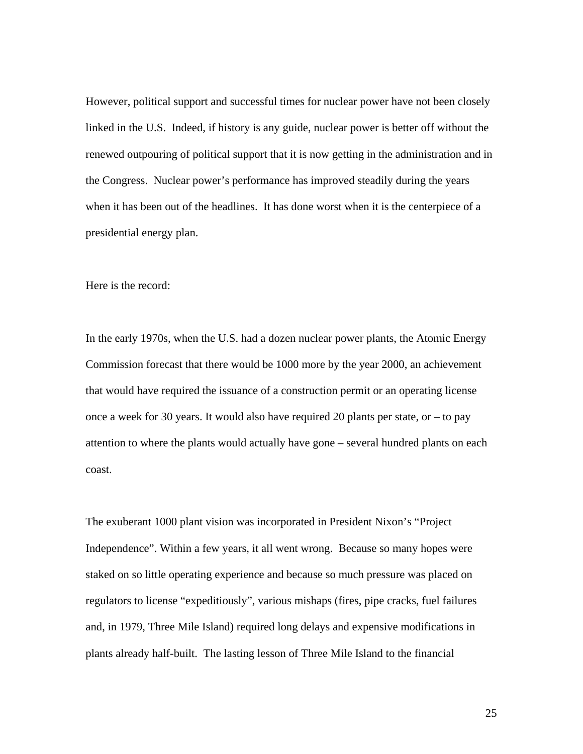However, political support and successful times for nuclear power have not been closely linked in the U.S. Indeed, if history is any guide, nuclear power is better off without the renewed outpouring of political support that it is now getting in the administration and in the Congress. Nuclear power's performance has improved steadily during the years when it has been out of the headlines. It has done worst when it is the centerpiece of a presidential energy plan.

Here is the record:

In the early 1970s, when the U.S. had a dozen nuclear power plants, the Atomic Energy Commission forecast that there would be 1000 more by the year 2000, an achievement that would have required the issuance of a construction permit or an operating license once a week for 30 years. It would also have required 20 plants per state, or – to pay attention to where the plants would actually have gone – several hundred plants on each coast.

The exuberant 1000 plant vision was incorporated in President Nixon's "Project Independence". Within a few years, it all went wrong. Because so many hopes were staked on so little operating experience and because so much pressure was placed on regulators to license "expeditiously", various mishaps (fires, pipe cracks, fuel failures and, in 1979, Three Mile Island) required long delays and expensive modifications in plants already half-built. The lasting lesson of Three Mile Island to the financial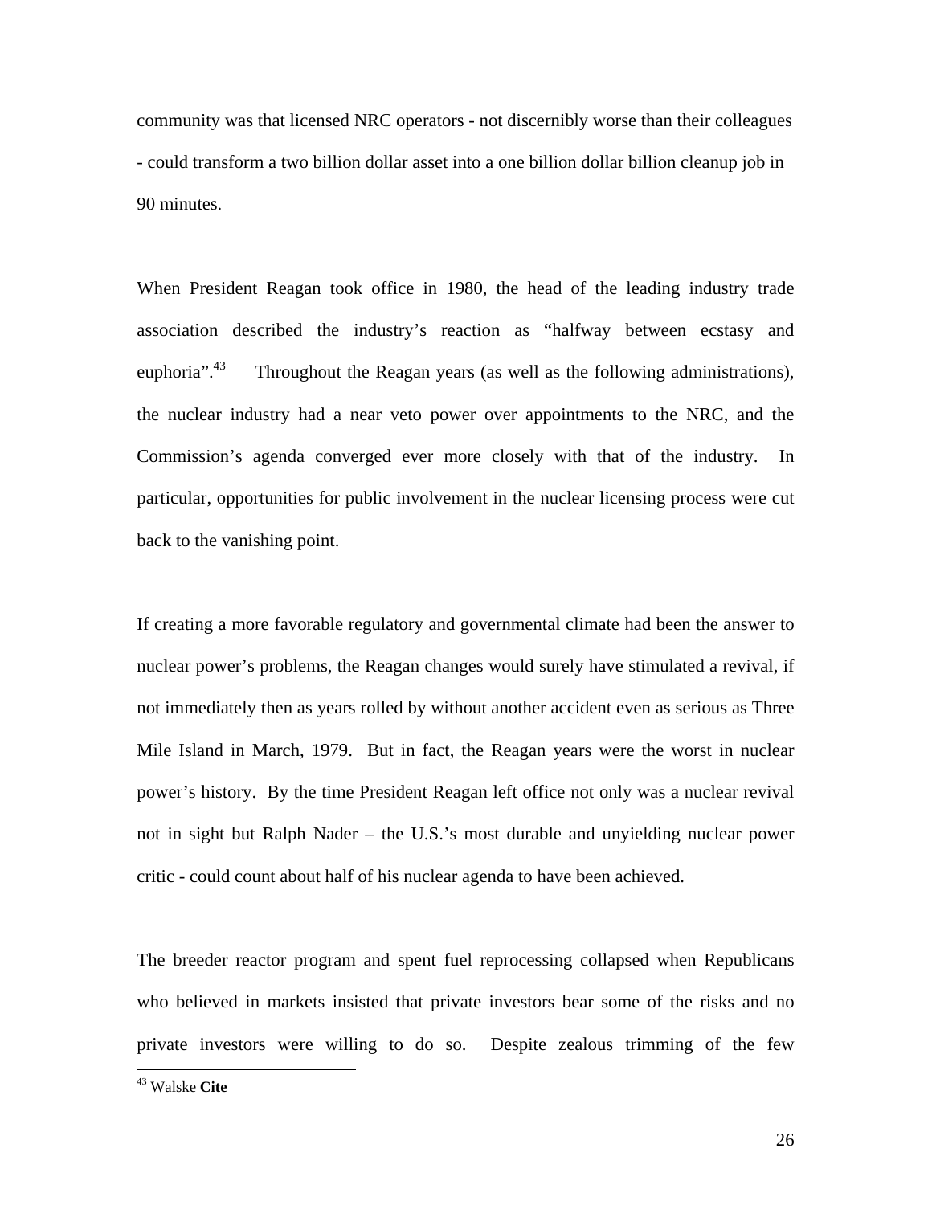community was that licensed NRC operators - not discernibly worse than their colleagues - could transform a two billion dollar asset into a one billion dollar billion cleanup job in 90 minutes.

When President Reagan took office in 1980, the head of the leading industry trade association described the industry's reaction as "halfway between ecstasy and euphoria".[43] Throughout the Reagan years (as well as the following administrations), the nuclear industry had a near veto power over appointments to the NRC, and the Commission's agenda converged ever more closely with that of the industry. In particular, opportunities for public involvement in the nuclear licensing process were cut back to the vanishing point.

If creating a more favorable regulatory and governmental climate had been the answer to nuclear power's problems, the Reagan changes would surely have stimulated a revival, if not immediately then as years rolled by without another accident even as serious as Three Mile Island in March, 1979. But in fact, the Reagan years were the worst in nuclear power's history. By the time President Reagan left office not only was a nuclear revival not in sight but Ralph Nader – the U.S.'s most durable and unyielding nuclear power critic - could count about half of his nuclear agenda to have been achieved.

The breeder reactor program and spent fuel reprocessing collapsed when Republicans who believed in markets insisted that private investors bear some of the risks and no private investors were willing to do so. Despite zealous trimming of the few

---

[43] Walske **Cite**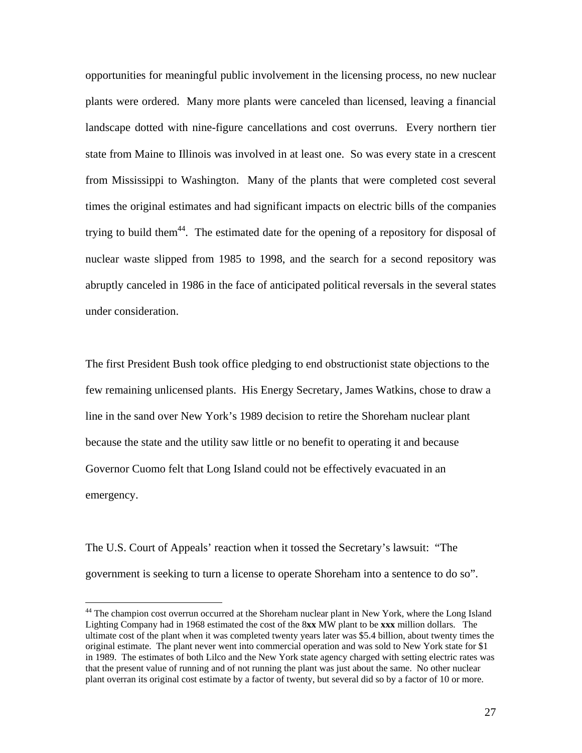opportunities for meaningful public involvement in the licensing process, no new nuclear plants were ordered. Many more plants were canceled than licensed, leaving a financial landscape dotted with nine-figure cancellations and cost overruns. Every northern tier state from Maine to Illinois was involved in at least one. So was every state in a crescent from Mississippi to Washington. Many of the plants that were completed cost several times the original estimates and had significant impacts on electric bills of the companies trying to build them[44]. The estimated date for the opening of a repository for disposal of nuclear waste slipped from 1985 to 1998, and the search for a second repository was abruptly canceled in 1986 in the face of anticipated political reversals in the several states under consideration.

The first President Bush took office pledging to end obstructionist state objections to the few remaining unlicensed plants. His Energy Secretary, James Watkins, chose to draw a line in the sand over New York's 1989 decision to retire the Shoreham nuclear plant because the state and the utility saw little or no benefit to operating it and because Governor Cuomo felt that Long Island could not be effectively evacuated in an emergency.

The U.S. Court of Appeals' reaction when it tossed the Secretary's lawsuit: "The government is seeking to turn a license to operate Shoreham into a sentence to do so".

---

[44] The champion cost overrun occurred at the Shoreham nuclear plant in New York, where the Long Island Lighting Company had in 1968 estimated the cost of the 8**xx** MW plant to be **xxx** million dollars. The ultimate cost of the plant when it was completed twenty years later was $5.4 billion, about twenty times the original estimate. The plant never went into commercial operation and was sold to New York state for $1 in 1989. The estimates of both Lilco and the New York state agency charged with setting electric rates was that the present value of running and of not running the plant was just about the same. No other nuclear plant overran its original cost estimate by a factor of twenty, but several did so by a factor of 10 or more.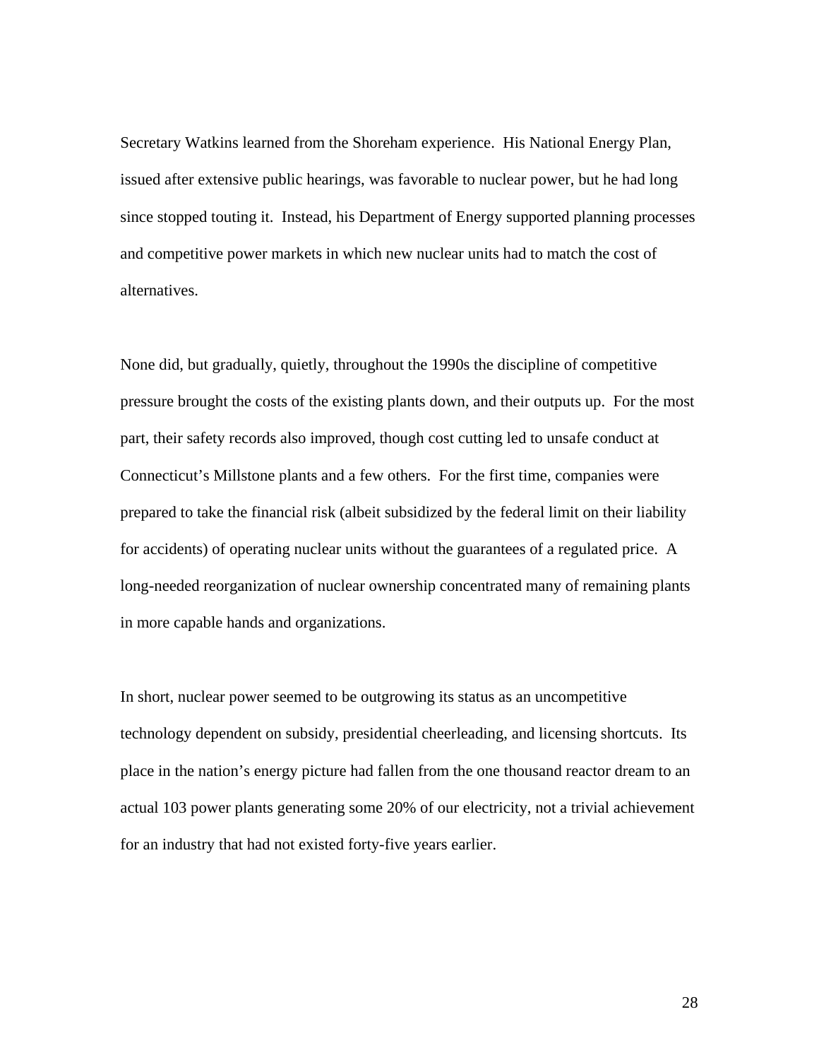Secretary Watkins learned from the Shoreham experience. His National Energy Plan, issued after extensive public hearings, was favorable to nuclear power, but he had long since stopped touting it. Instead, his Department of Energy supported planning processes and competitive power markets in which new nuclear units had to match the cost of alternatives.

None did, but gradually, quietly, throughout the 1990s the discipline of competitive pressure brought the costs of the existing plants down, and their outputs up. For the most part, their safety records also improved, though cost cutting led to unsafe conduct at Connecticut's Millstone plants and a few others. For the first time, companies were prepared to take the financial risk (albeit subsidized by the federal limit on their liability for accidents) of operating nuclear units without the guarantees of a regulated price. A long-needed reorganization of nuclear ownership concentrated many of remaining plants in more capable hands and organizations.

In short, nuclear power seemed to be outgrowing its status as an uncompetitive technology dependent on subsidy, presidential cheerleading, and licensing shortcuts. Its place in the nation's energy picture had fallen from the one thousand reactor dream to an actual 103 power plants generating some 20% of our electricity, not a trivial achievement for an industry that had not existed forty-five years earlier.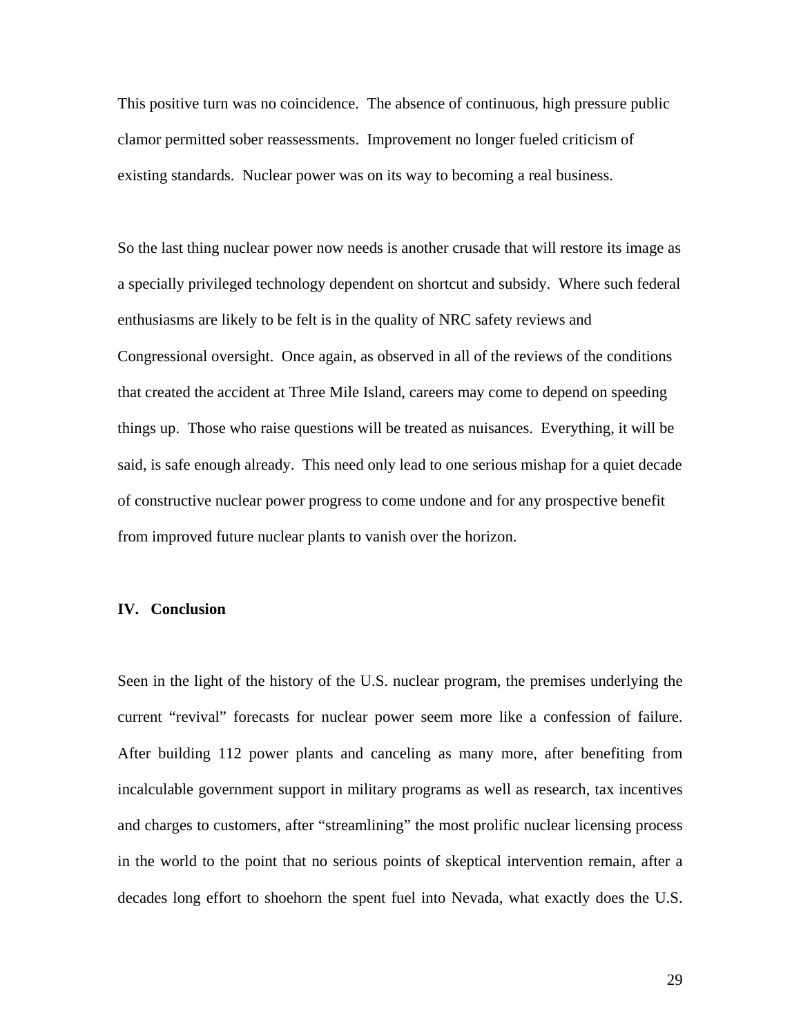This positive turn was no coincidence. The absence of continuous, high pressure public clamor permitted sober reassessments. Improvement no longer fueled criticism of existing standards. Nuclear power was on its way to becoming a real business.

So the last thing nuclear power now needs is another crusade that will restore its image as a specially privileged technology dependent on shortcut and subsidy. Where such federal enthusiasms are likely to be felt is in the quality of NRC safety reviews and Congressional oversight. Once again, as observed in all of the reviews of the conditions that created the accident at Three Mile Island, careers may come to depend on speeding things up. Those who raise questions will be treated as nuisances. Everything, it will be said, is safe enough already. This need only lead to one serious mishap for a quiet decade of constructive nuclear power progress to come undone and for any prospective benefit from improved future nuclear plants to vanish over the horizon.

## IV. Conclusion

Seen in the light of the history of the U.S. nuclear program, the premises underlying the current "revival" forecasts for nuclear power seem more like a confession of failure. After building 112 power plants and canceling as many more, after benefiting from incalculable government support in military programs as well as research, tax incentives and charges to customers, after "streamlining" the most prolific nuclear licensing process in the world to the point that no serious points of skeptical intervention remain, after a decades long effort to shoehorn the spent fuel into Nevada, what exactly does the U.S.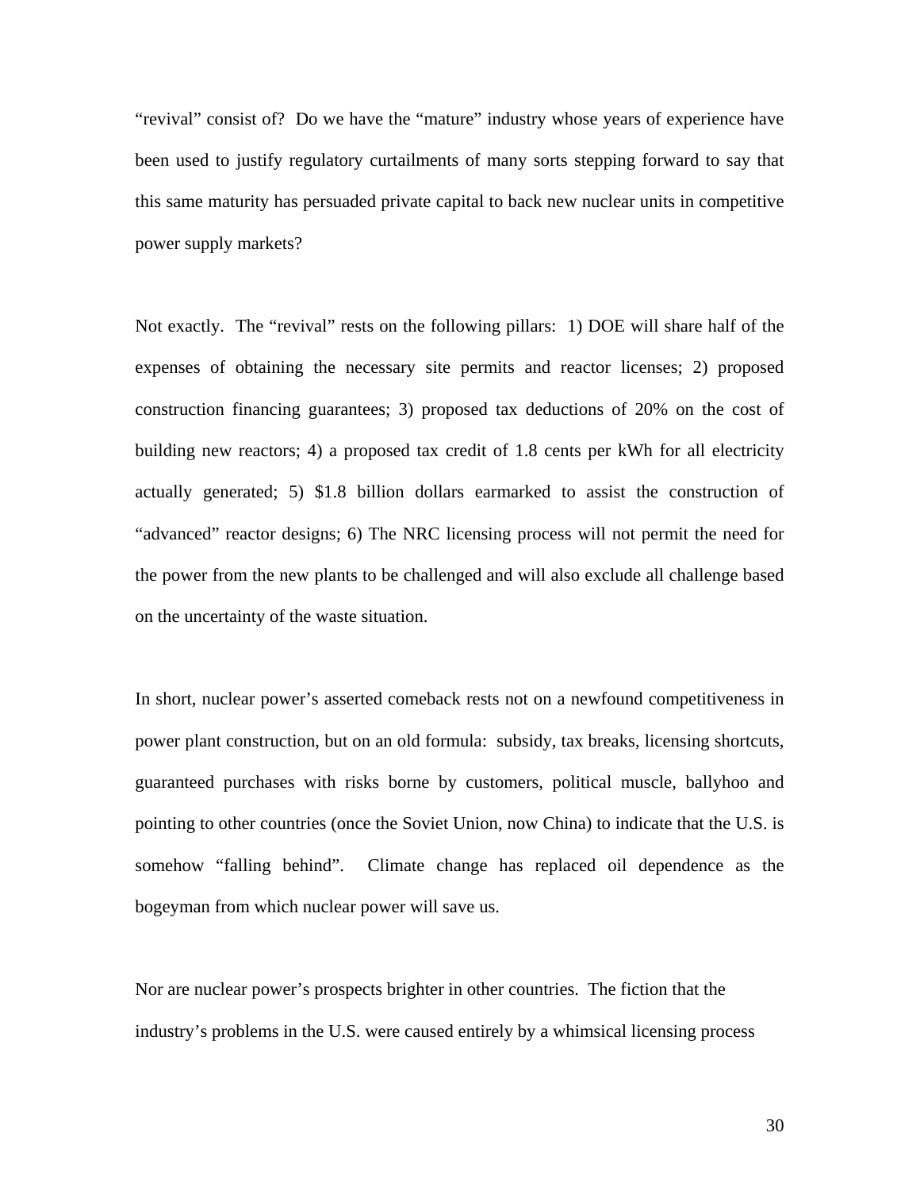"revival" consist of? Do we have the "mature" industry whose years of experience have been used to justify regulatory curtailments of many sorts stepping forward to say that this same maturity has persuaded private capital to back new nuclear units in competitive power supply markets?

Not exactly. The "revival" rests on the following pillars: 1) DOE will share half of the expenses of obtaining the necessary site permits and reactor licenses; 2) proposed construction financing guarantees; 3) proposed tax deductions of 20% on the cost of building new reactors; 4) a proposed tax credit of 1.8 cents per kWh for all electricity actually generated; 5) $1.8 billion dollars earmarked to assist the construction of "advanced" reactor designs; 6) The NRC licensing process will not permit the need for the power from the new plants to be challenged and will also exclude all challenge based on the uncertainty of the waste situation.

In short, nuclear power's asserted comeback rests not on a newfound competitiveness in power plant construction, but on an old formula: subsidy, tax breaks, licensing shortcuts, guaranteed purchases with risks borne by customers, political muscle, ballyhoo and pointing to other countries (once the Soviet Union, now China) to indicate that the U.S. is somehow "falling behind". Climate change has replaced oil dependence as the bogeyman from which nuclear power will save us.

Nor are nuclear power's prospects brighter in other countries. The fiction that the industry's problems in the U.S. were caused entirely by a whimsical licensing process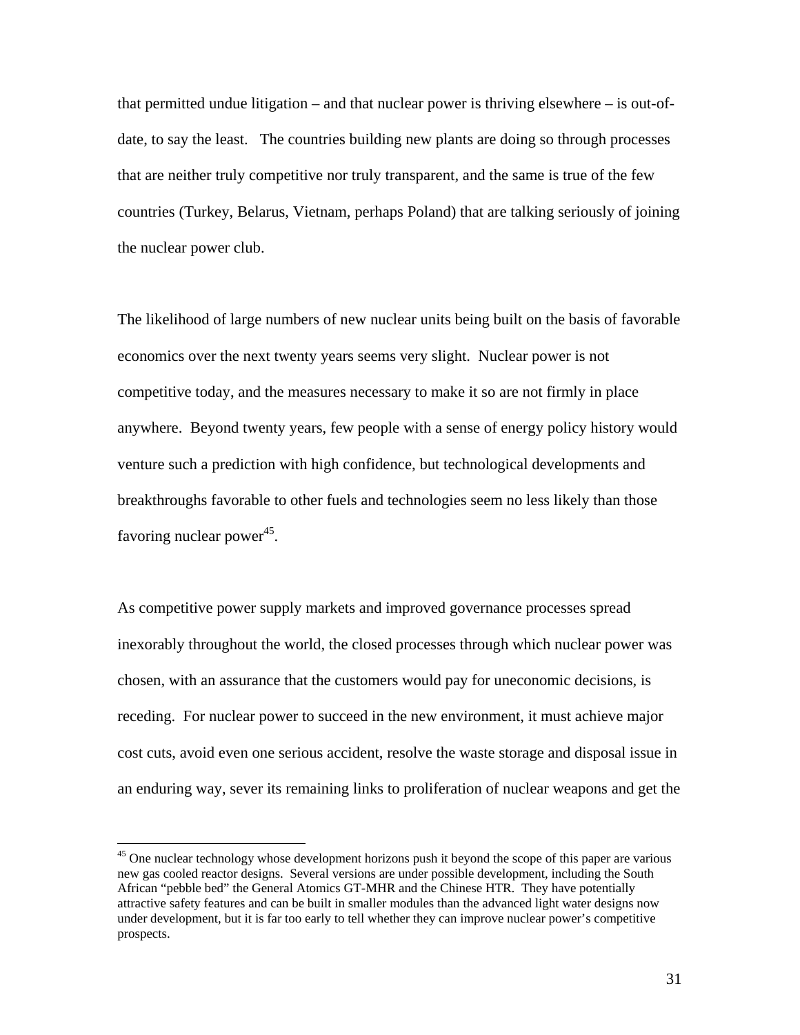that permitted undue litigation – and that nuclear power is thriving elsewhere – is out-of-date, to say the least. The countries building new plants are doing so through processes that are neither truly competitive nor truly transparent, and the same is true of the few countries (Turkey, Belarus, Vietnam, perhaps Poland) that are talking seriously of joining the nuclear power club.

The likelihood of large numbers of new nuclear units being built on the basis of favorable economics over the next twenty years seems very slight. Nuclear power is not competitive today, and the measures necessary to make it so are not firmly in place anywhere. Beyond twenty years, few people with a sense of energy policy history would venture such a prediction with high confidence, but technological developments and breakthroughs favorable to other fuels and technologies seem no less likely than those favoring nuclear power[45].

As competitive power supply markets and improved governance processes spread inexorably throughout the world, the closed processes through which nuclear power was chosen, with an assurance that the customers would pay for uneconomic decisions, is receding. For nuclear power to succeed in the new environment, it must achieve major cost cuts, avoid even one serious accident, resolve the waste storage and disposal issue in an enduring way, sever its remaining links to proliferation of nuclear weapons and get the

---

[45] One nuclear technology whose development horizons push it beyond the scope of this paper are various new gas cooled reactor designs. Several versions are under possible development, including the South African "pebble bed" the General Atomics GT-MHR and the Chinese HTR. They have potentially attractive safety features and can be built in smaller modules than the advanced light water designs now under development, but it is far too early to tell whether they can improve nuclear power's competitive prospects.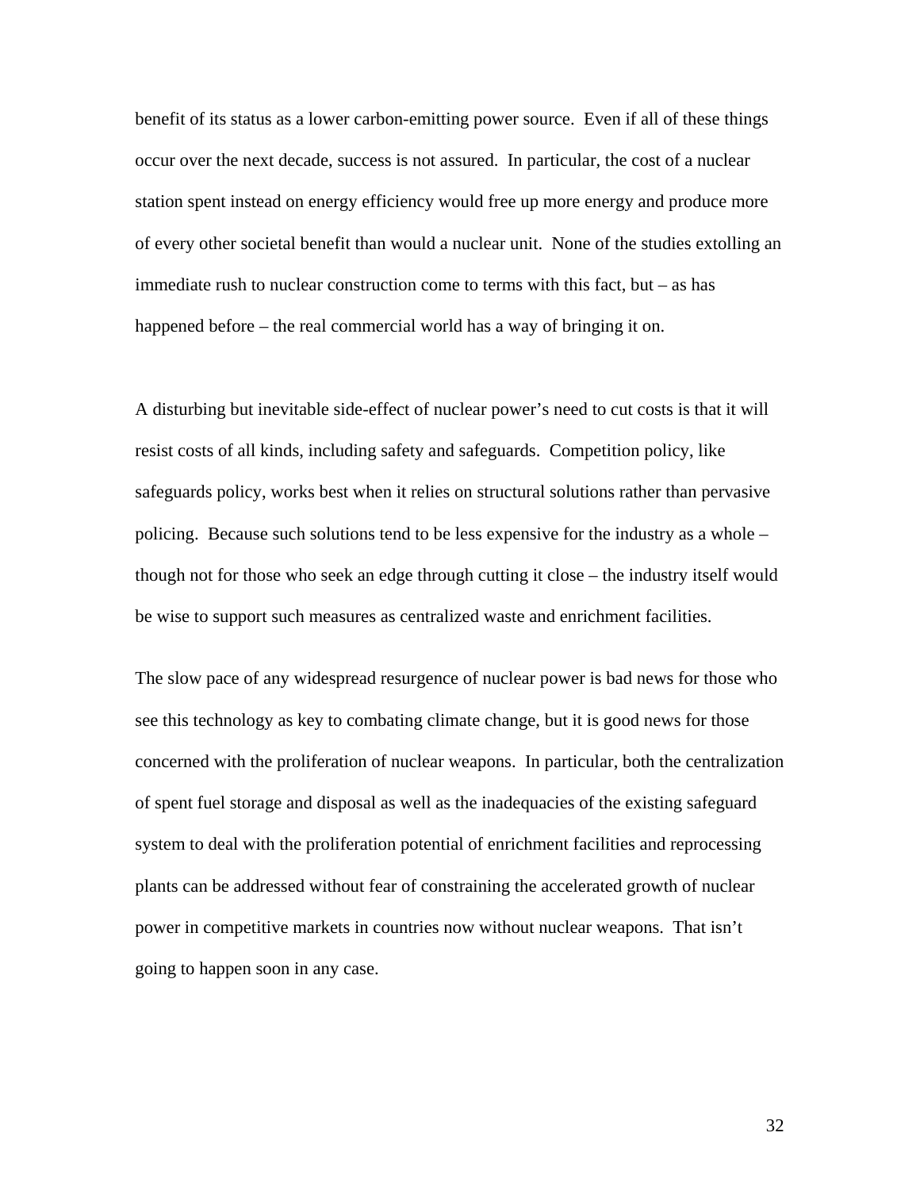benefit of its status as a lower carbon-emitting power source. Even if all of these things occur over the next decade, success is not assured. In particular, the cost of a nuclear station spent instead on energy efficiency would free up more energy and produce more of every other societal benefit than would a nuclear unit. None of the studies extolling an immediate rush to nuclear construction come to terms with this fact, but – as has happened before – the real commercial world has a way of bringing it on.

A disturbing but inevitable side-effect of nuclear power's need to cut costs is that it will resist costs of all kinds, including safety and safeguards. Competition policy, like safeguards policy, works best when it relies on structural solutions rather than pervasive policing. Because such solutions tend to be less expensive for the industry as a whole – though not for those who seek an edge through cutting it close – the industry itself would be wise to support such measures as centralized waste and enrichment facilities.

The slow pace of any widespread resurgence of nuclear power is bad news for those who see this technology as key to combating climate change, but it is good news for those concerned with the proliferation of nuclear weapons. In particular, both the centralization of spent fuel storage and disposal as well as the inadequacies of the existing safeguard system to deal with the proliferation potential of enrichment facilities and reprocessing plants can be addressed without fear of constraining the accelerated growth of nuclear power in competitive markets in countries now without nuclear weapons. That isn't going to happen soon in any case.